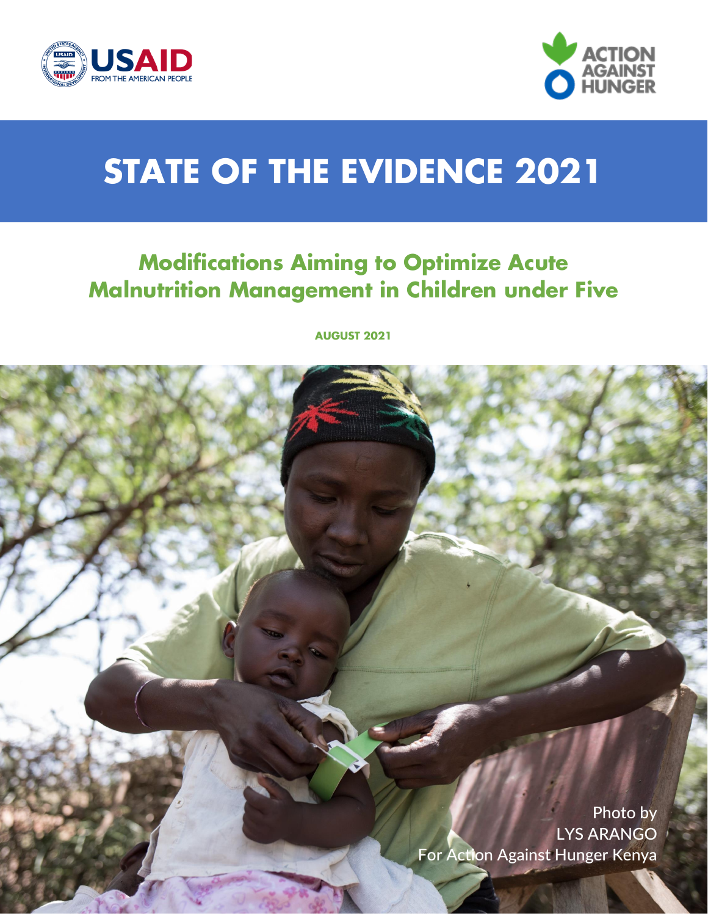USAID FROM THE AMERICAN PEOPLE

ACTION AGAINST HUNGER

# STATE OF THE EVIDENCE 2021

## Modifications Aiming to Optimize Acute Malnutrition Management in Children under Five

**AUGUST 2021**

Photo by
LYS ARANGO
For Action Against Hunger Kenya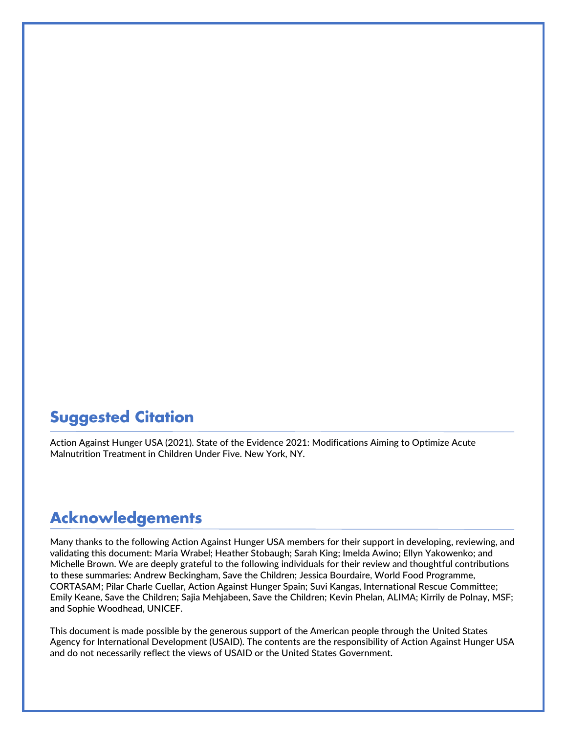## Suggested Citation

Action Against Hunger USA (2021). State of the Evidence 2021: Modifications Aiming to Optimize Acute Malnutrition Treatment in Children Under Five. New York, NY.

## Acknowledgements

Many thanks to the following Action Against Hunger USA members for their support in developing, reviewing, and validating this document: Maria Wrabel; Heather Stobaugh; Sarah King; Imelda Awino; Ellyn Yakowenko; and Michelle Brown. We are deeply grateful to the following individuals for their review and thoughtful contributions to these summaries: Andrew Beckingham, Save the Children; Jessica Bourdaire, World Food Programme, CORTASAM; Pilar Charle Cuellar, Action Against Hunger Spain; Suvi Kangas, International Rescue Committee; Emily Keane, Save the Children; Sajia Mehjabeen, Save the Children; Kevin Phelan, ALIMA; Kirrily de Polnay, MSF; and Sophie Woodhead, UNICEF.

This document is made possible by the generous support of the American people through the United States Agency for International Development (USAID). The contents are the responsibility of Action Against Hunger USA and do not necessarily reflect the views of USAID or the United States Government.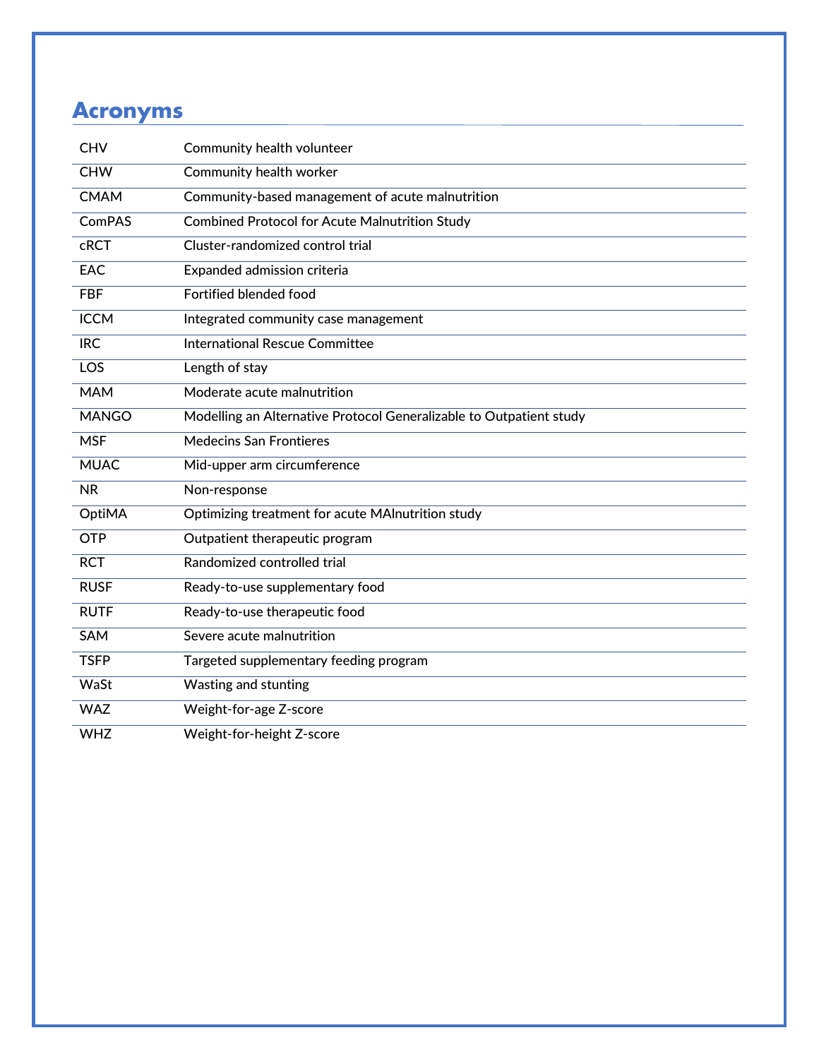## Acronyms

| | |
|---|---|
| CHV | Community health volunteer |
| CHW | Community health worker |
| CMAM | Community-based management of acute malnutrition |
| ComPAS | Combined Protocol for Acute Malnutrition Study |
| cRCT | Cluster-randomized control trial |
| EAC | Expanded admission criteria |
| FBF | Fortified blended food |
| ICCM | Integrated community case management |
| IRC | International Rescue Committee |
| LOS | Length of stay |
| MAM | Moderate acute malnutrition |
| MANGO | Modelling an Alternative Protocol Generalizable to Outpatient study |
| MSF | Medecins San Frontieres |
| MUAC | Mid-upper arm circumference |
| NR | Non-response |
| OptiMA | Optimizing treatment for acute MAlnutrition study |
| OTP | Outpatient therapeutic program |
| RCT | Randomized controlled trial |
| RUSF | Ready-to-use supplementary food |
| RUTF | Ready-to-use therapeutic food |
| SAM | Severe acute malnutrition |
| TSFP | Targeted supplementary feeding program |
| WaSt | Wasting and stunting |
| WAZ | Weight-for-age Z-score |
| WHZ | Weight-for-height Z-score |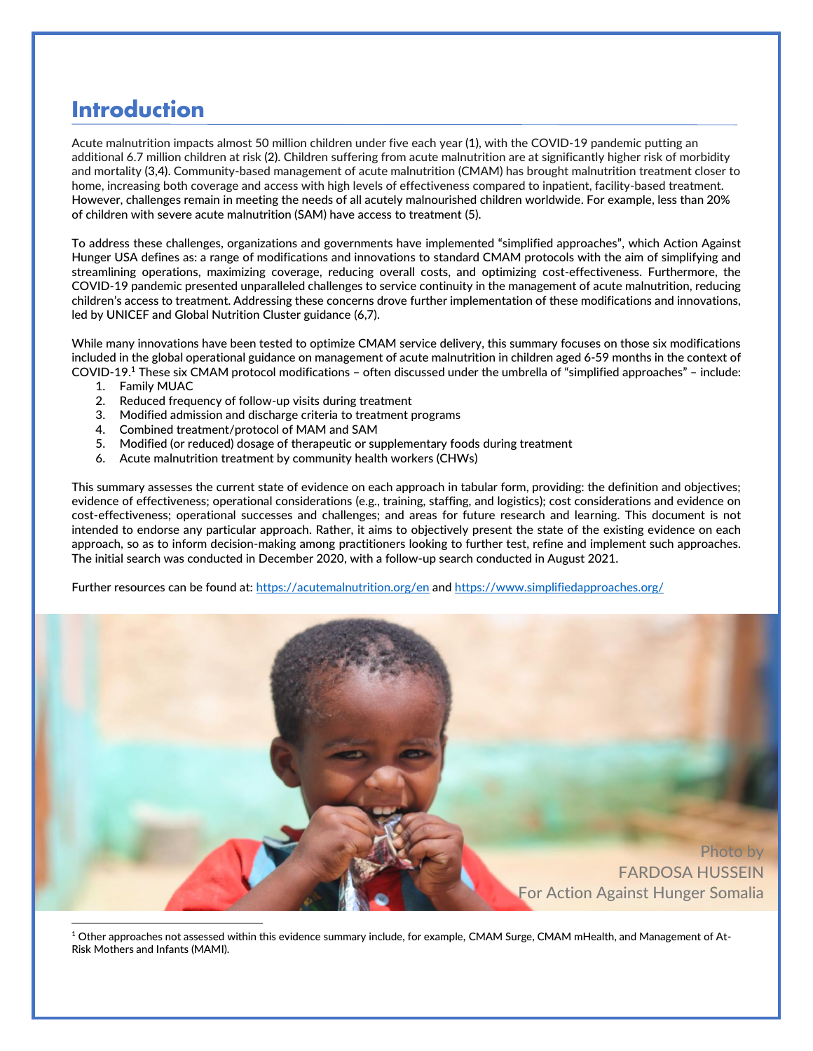# Introduction

Acute malnutrition impacts almost 50 million children under five each year (1), with the COVID-19 pandemic putting an additional 6.7 million children at risk (2). Children suffering from acute malnutrition are at significantly higher risk of morbidity and mortality (3,4). Community-based management of acute malnutrition (CMAM) has brought malnutrition treatment closer to home, increasing both coverage and access with high levels of effectiveness compared to inpatient, facility-based treatment. However, challenges remain in meeting the needs of all acutely malnourished children worldwide. For example, less than 20% of children with severe acute malnutrition (SAM) have access to treatment (5).

To address these challenges, organizations and governments have implemented "simplified approaches", which Action Against Hunger USA defines as: a range of modifications and innovations to standard CMAM protocols with the aim of simplifying and streamlining operations, maximizing coverage, reducing overall costs, and optimizing cost-effectiveness. Furthermore, the COVID-19 pandemic presented unparalleled challenges to service continuity in the management of acute malnutrition, reducing children's access to treatment. Addressing these concerns drove further implementation of these modifications and innovations, led by UNICEF and Global Nutrition Cluster guidance (6,7).

While many innovations have been tested to optimize CMAM service delivery, this summary focuses on those six modifications included in the global operational guidance on management of acute malnutrition in children aged 6-59 months in the context of COVID-19.[1] These six CMAM protocol modifications – often discussed under the umbrella of "simplified approaches" – include:

1. Family MUAC
2. Reduced frequency of follow-up visits during treatment
3. Modified admission and discharge criteria to treatment programs
4. Combined treatment/protocol of MAM and SAM
5. Modified (or reduced) dosage of therapeutic or supplementary foods during treatment
6. Acute malnutrition treatment by community health workers (CHWs)

This summary assesses the current state of evidence on each approach in tabular form, providing: the definition and objectives; evidence of effectiveness; operational considerations (e.g., training, staffing, and logistics); cost considerations and evidence on cost-effectiveness; operational successes and challenges; and areas for future research and learning. This document is not intended to endorse any particular approach. Rather, it aims to objectively present the state of the existing evidence on each approach, so as to inform decision-making among practitioners looking to further test, refine and implement such approaches. The initial search was conducted in December 2020, with a follow-up search conducted in August 2021.

Further resources can be found at: https://acutemalnutrition.org/en and https://www.simplifiedapproaches.org/

Photo by
FARDOSA HUSSEIN
For Action Against Hunger Somalia

[1] Other approaches not assessed within this evidence summary include, for example, CMAM Surge, CMAM mHealth, and Management of At-Risk Mothers and Infants (MAMI).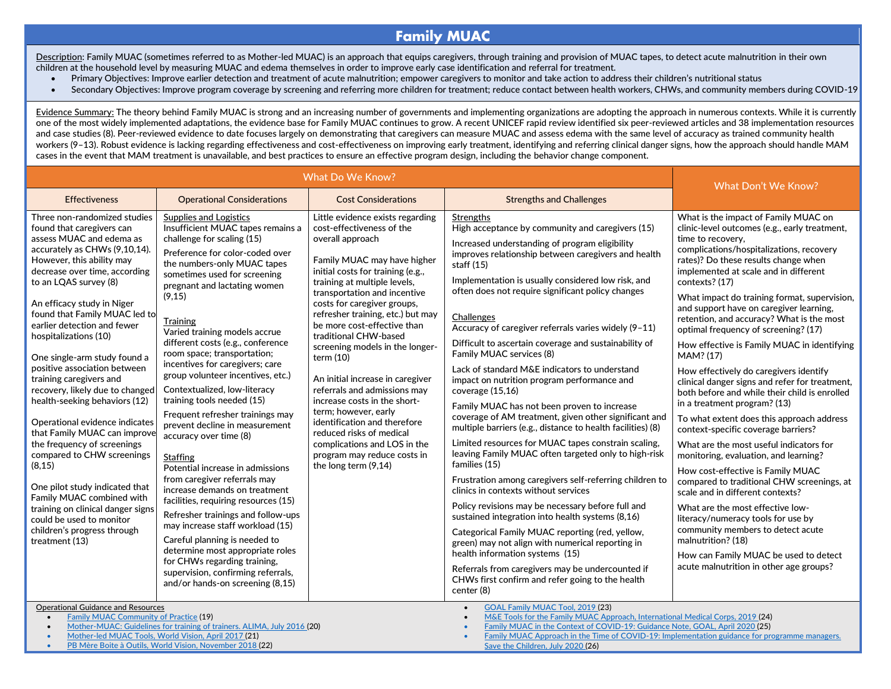# Family MUAC

Description: Family MUAC (sometimes referred to as Mother-led MUAC) is an approach that equips caregivers, through training and provision of MUAC tapes, to detect acute malnutrition in their own children at the household level by measuring MUAC and edema themselves in order to improve early case identification and referral for treatment.

- Primary Objectives: Improve earlier detection and treatment of acute malnutrition; empower caregivers to monitor and take action to address their children's nutritional status
- Secondary Objectives: Improve program coverage by screening and referring more children for treatment; reduce contact between health workers, CHWs, and community members during COVID-19

Evidence Summary: The theory behind Family MUAC is strong and an increasing number of governments and implementing organizations are adopting the approach in numerous contexts. While it is currently one of the most widely implemented adaptations, the evidence base for Family MUAC continues to grow. A recent UNICEF rapid review identified six peer-reviewed articles and 38 implementation resources and case studies (8). Peer-reviewed evidence to date focuses largely on demonstrating that caregivers can measure MUAC and assess edema with the same level of accuracy as trained community health workers (9–13). Robust evidence is lacking regarding effectiveness and cost-effectiveness on improving early treatment, identifying and referring clinical danger signs, how the approach should handle MAM cases in the event that MAM treatment is unavailable, and best practices to ensure an effective program design, including the behavior change component.

| What Do We Know? | | | | What Don't We Know? |
|---|---|---|---|---|
| Effectiveness | Operational Considerations | Cost Considerations | Strengths and Challenges | |
| Three non-randomized studies found that caregivers can assess MUAC and edema as accurately as CHWs (9,10,14). However, this ability may decrease over time, according to an LQAS survey (8)<br><br>An efficacy study in Niger found that Family MUAC led to earlier detection and fewer hospitalizations (10)<br><br>One single-arm study found a positive association between training caregivers and recovery, likely due to changed health-seeking behaviors (12)<br><br>Operational evidence indicates that Family MUAC can improve the frequency of screenings compared to CHW screenings (8,15)<br><br>One pilot study indicated that Family MUAC combined with training on clinical danger signs could be used to monitor children's progress through treatment (13) | Supplies and Logistics<br>Insufficient MUAC tapes remains a challenge for scaling (15)<br><br>Preference for color-coded over the numbers-only MUAC tapes sometimes used for screening pregnant and lactating women (9,15)<br><br>Training<br>Varied training models accrue different costs (e.g., conference room space; transportation; incentives for caregivers; care group volunteer incentives, etc.)<br><br>Contextualized, low-literacy training tools needed (15)<br><br>Frequent refresher trainings may prevent decline in measurement accuracy over time (8)<br><br>Staffing<br>Potential increase in admissions from caregiver referrals may increase demands on treatment facilities, requiring resources (15)<br><br>Refresher trainings and follow-ups may increase staff workload (15)<br><br>Careful planning is needed to determine most appropriate roles for CHWs regarding training, supervision, confirming referrals, and/or hands-on screening (8,15) | Little evidence exists regarding cost-effectiveness of the overall approach<br><br>Family MUAC may have higher initial costs for training (e.g., training at multiple levels, transportation and incentive costs for caregiver groups, refresher training, etc.) but may be more cost-effective than traditional CHW-based screening models in the longer-term (10)<br><br>An initial increase in caregiver referrals and admissions may increase costs in the short-term; however, early identification and therefore reduced risks of medical complications and LOS in the program may reduce costs in the long term (9,14) | Strengths<br>High acceptance by community and caregivers (15)<br><br>Increased understanding of program eligibility improves relationship between caregivers and health staff (15)<br><br>Implementation is usually considered low risk, and often does not require significant policy changes<br><br>Challenges<br>Accuracy of caregiver referrals varies widely (9–11)<br><br>Difficult to ascertain coverage and sustainability of Family MUAC services (8)<br><br>Lack of standard M&E indicators to understand impact on nutrition program performance and coverage (15,16)<br><br>Family MUAC has not been proven to increase coverage of AM treatment, given other significant and multiple barriers (e.g., distance to health facilities) (8)<br><br>Limited resources for MUAC tapes constrain scaling, leaving Family MUAC often targeted only to high-risk families (15)<br><br>Frustration among caregivers self-referring children to clinics in contexts without services<br><br>Policy revisions may be necessary before full and sustained integration into health systems (8,16)<br><br>Categorical Family MUAC reporting (red, yellow, green) may not align with numerical reporting in health information systems (15)<br><br>Referrals from caregivers may be undercounted if CHWs first confirm and refer going to the health center (8) | What is the impact of Family MUAC on clinic-level outcomes (e.g., early treatment, time to recovery, complications/hospitalizations, recovery rates)? Do these results change when implemented at scale and in different contexts? (17)<br><br>What impact do training format, supervision, and support have on caregiver learning, retention, and accuracy? What is the most optimal frequency of screening? (17)<br><br>How effective is Family MUAC in identifying MAM? (17)<br><br>How effectively do caregivers identify clinical danger signs and refer for treatment, both before and while their child is enrolled in a treatment program? (13)<br><br>To what extent does this approach address context-specific coverage barriers?<br><br>What are the most useful indicators for monitoring, evaluation, and learning?<br><br>How cost-effective is Family MUAC compared to traditional CHW screenings, at scale and in different contexts?<br><br>What are the most effective low-literacy/numeracy tools for use by community members to detect acute malnutrition? (18)<br><br>How can Family MUAC be used to detect acute malnutrition in other age groups? |

Operational Guidance and Resources

- Family MUAC Community of Practice (19)
- Mother-MUAC: Guidelines for training of trainers. ALIMA, July 2016 (20)
- Mother-led MUAC Tools, World Vision, April 2017 (21)
- PB Mère Boite à Outils, World Vision, November 2018 (22)
- GOAL Family MUAC Tool, 2019 (23)
- M&E Tools for the Family MUAC Approach, International Medical Corps, 2019 (24)
- Family MUAC in the Context of COVID-19: Guidance Note, GOAL, April 2020 (25)
- Family MUAC Approach in the Time of COVID-19: Implementation guidance for programme managers. Save the Children, July 2020 (26)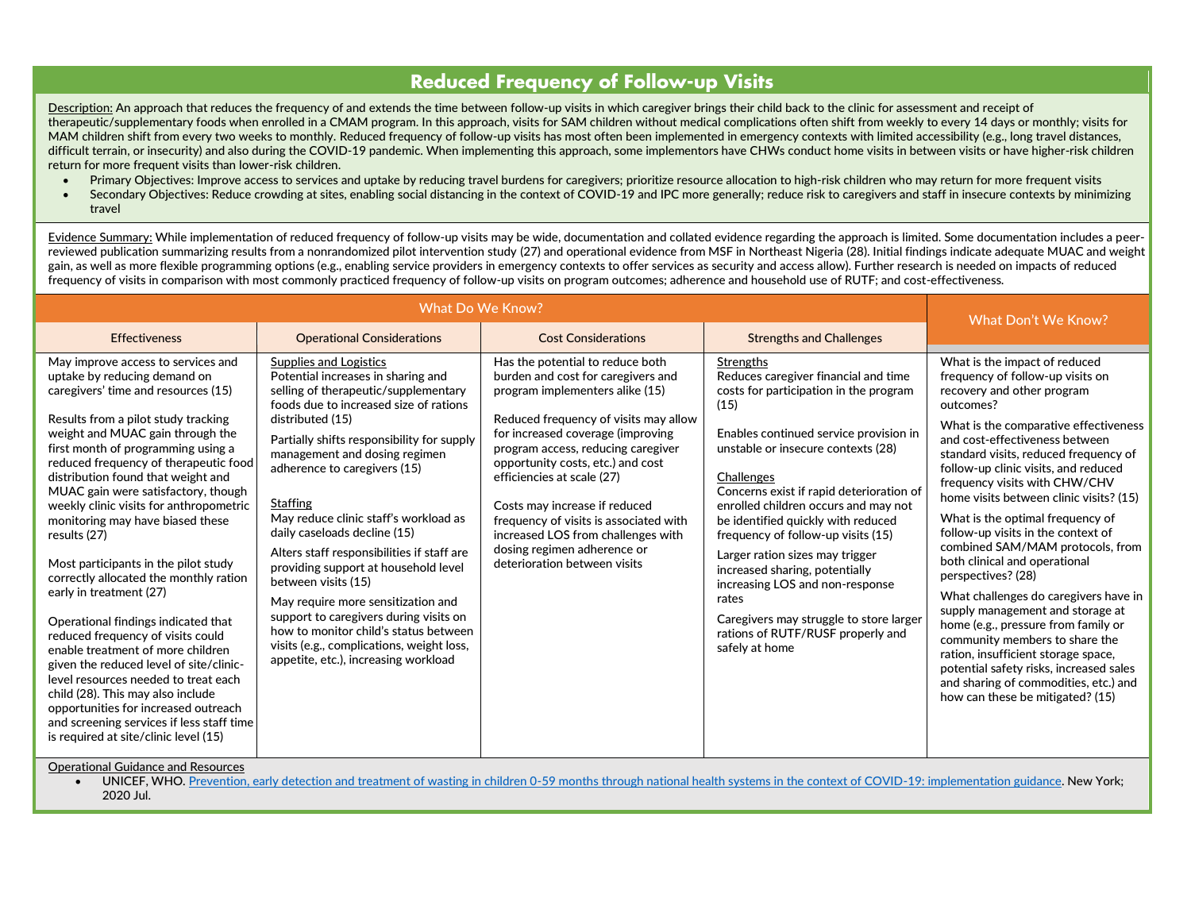# Reduced Frequency of Follow-up Visits

Description: An approach that reduces the frequency of and extends the time between follow-up visits in which caregiver brings their child back to the clinic for assessment and receipt of therapeutic/supplementary foods when enrolled in a CMAM program. In this approach, visits for SAM children without medical complications often shift from weekly to every 14 days or monthly; visits for MAM children shift from every two weeks to monthly. Reduced frequency of follow-up visits has most often been implemented in emergency contexts with limited accessibility (e.g., long travel distances, difficult terrain, or insecurity) and also during the COVID-19 pandemic. When implementing this approach, some implementors have CHWs conduct home visits in between visits or have higher-risk children return for more frequent visits than lower-risk children.

- Primary Objectives: Improve access to services and uptake by reducing travel burdens for caregivers; prioritize resource allocation to high-risk children who may return for more frequent visits
- Secondary Objectives: Reduce crowding at sites, enabling social distancing in the context of COVID-19 and IPC more generally; reduce risk to caregivers and staff in insecure contexts by minimizing travel

Evidence Summary: While implementation of reduced frequency of follow-up visits may be wide, documentation and collated evidence regarding the approach is limited. Some documentation includes a peer-reviewed publication summarizing results from a nonrandomized pilot intervention study (27) and operational evidence from MSF in Northeast Nigeria (28). Initial findings indicate adequate MUAC and weight gain, as well as more flexible programming options (e.g., enabling service providers in emergency contexts to offer services as security and access allow). Further research is needed on impacts of reduced frequency of visits in comparison with most commonly practiced frequency of follow-up visits on program outcomes; adherence and household use of RUTF; and cost-effectiveness.

| What Do We Know? | | | | What Don't We Know? |
|---|---|---|---|---|
| **Effectiveness** | **Operational Considerations** | **Cost Considerations** | **Strengths and Challenges** | |
| May improve access to services and uptake by reducing demand on caregivers' time and resources (15)<br><br>Results from a pilot study tracking weight and MUAC gain through the first month of programming using a reduced frequency of therapeutic food distribution found that weight and MUAC gain were satisfactory, though weekly clinic visits for anthropometric monitoring may have biased these results (27)<br><br>Most participants in the pilot study correctly allocated the monthly ration early in treatment (27)<br><br>Operational findings indicated that reduced frequency of visits could enable treatment of more children given the reduced level of site/clinic-level resources needed to treat each child (28). This may also include opportunities for increased outreach and screening services if less staff time is required at site/clinic level (15) | Supplies and Logistics<br>Potential increases in sharing and selling of therapeutic/supplementary foods due to increased size of rations distributed (15)<br><br>Partially shifts responsibility for supply management and dosing regimen adherence to caregivers (15)<br><br>Staffing<br>May reduce clinic staff's workload as daily caseloads decline (15)<br><br>Alters staff responsibilities if staff are providing support at household level between visits (15)<br><br>May require more sensitization and support to caregivers during visits on how to monitor child's status between visits (e.g., complications, weight loss, appetite, etc.), increasing workload | Has the potential to reduce both burden and cost for caregivers and program implementers alike (15)<br><br>Reduced frequency of visits may allow for increased coverage (improving program access, reducing caregiver opportunity costs, etc.) and cost efficiencies at scale (27)<br><br>Costs may increase if reduced frequency of visits is associated with increased LOS from challenges with dosing regimen adherence or deterioration between visits | Strengths<br>Reduces caregiver financial and time costs for participation in the program (15)<br><br>Enables continued service provision in unstable or insecure contexts (28)<br><br>Challenges<br>Concerns exist if rapid deterioration of enrolled children occurs and may not be identified quickly with reduced frequency of follow-up visits (15)<br><br>Larger ration sizes may trigger increased sharing, potentially increasing LOS and non-response rates<br><br>Caregivers may struggle to store larger rations of RUTF/RUSF properly and safely at home | What is the impact of reduced frequency of follow-up visits on recovery and other program outcomes?<br><br>What is the comparative effectiveness and cost-effectiveness between standard visits, reduced frequency of follow-up clinic visits, and reduced frequency visits with CHW/CHV home visits between clinic visits? (15)<br><br>What is the optimal frequency of follow-up visits in the context of combined SAM/MAM protocols, from both clinical and operational perspectives? (28)<br><br>What challenges do caregivers have in supply management and storage at home (e.g., pressure from family or community members to share the ration, insufficient storage space, potential safety risks, increased sales and sharing of commodities, etc.) and how can these be mitigated? (15) |

Operational Guidance and Resources

- UNICEF, WHO. Prevention, early detection and treatment of wasting in children 0-59 months through national health systems in the context of COVID-19: implementation guidance. New York; 2020 Jul.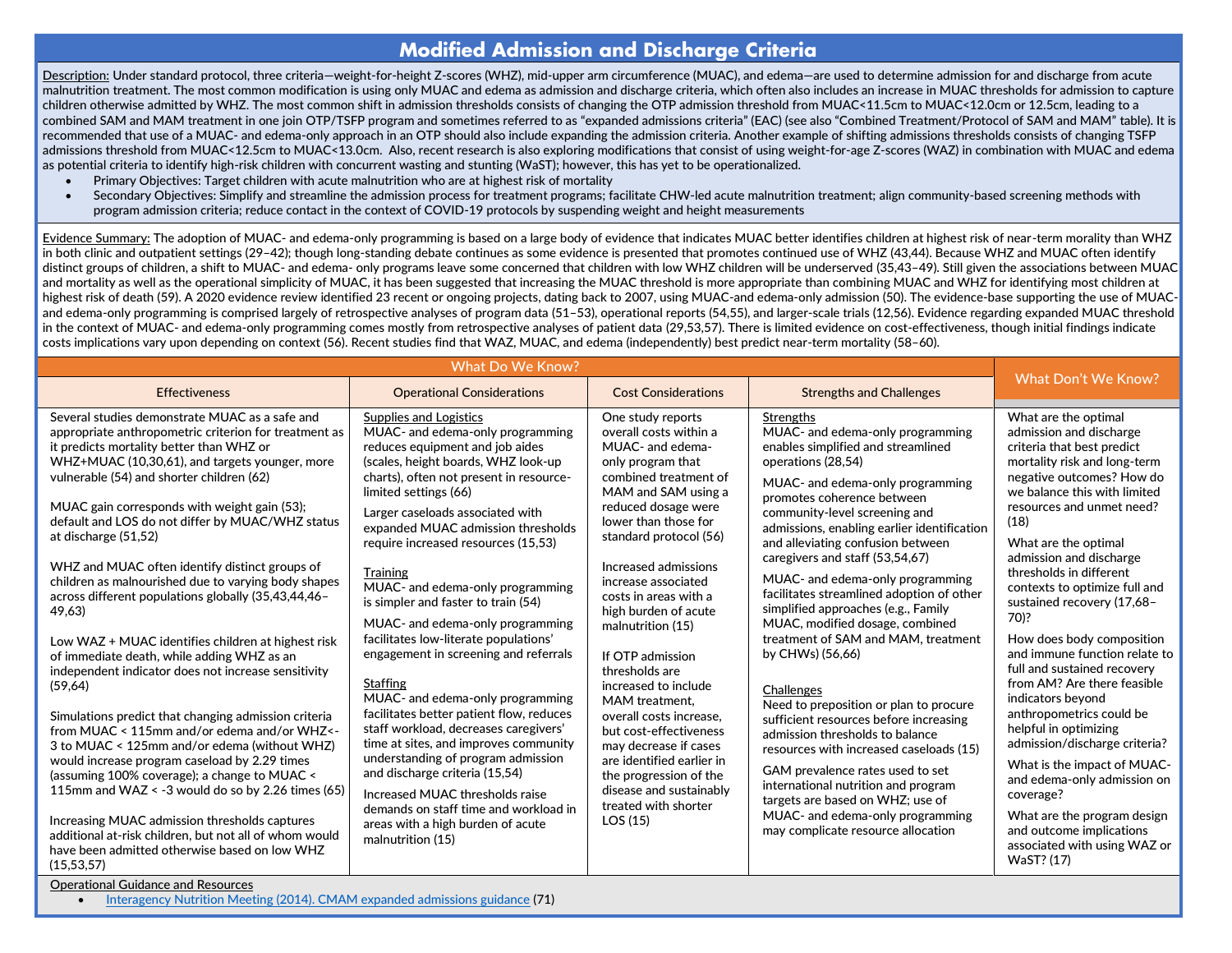# Modified Admission and Discharge Criteria

Description: Under standard protocol, three criteria—weight-for-height Z-scores (WHZ), mid-upper arm circumference (MUAC), and edema—are used to determine admission for and discharge from acute malnutrition treatment. The most common modification is using only MUAC and edema as admission and discharge criteria, which often also includes an increase in MUAC thresholds for admission to capture children otherwise admitted by WHZ. The most common shift in admission thresholds consists of changing the OTP admission threshold from MUAC<11.5cm to MUAC<12.0cm or 12.5cm, leading to a combined SAM and MAM treatment in one join OTP/TSFP program and sometimes referred to as "expanded admissions criteria" (EAC) (see also "Combined Treatment/Protocol of SAM and MAM" table). It is recommended that use of a MUAC- and edema-only approach in an OTP should also include expanding the admission criteria. Another example of shifting admissions thresholds consists of changing TSFP admissions threshold from MUAC<12.5cm to MUAC<13.0cm. Also, recent research is also exploring modifications that consist of using weight-for-age Z-scores (WAZ) in combination with MUAC and edema as potential criteria to identify high-risk children with concurrent wasting and stunting (WaST); however, this has yet to be operationalized.

- Primary Objectives: Target children with acute malnutrition who are at highest risk of mortality
- Secondary Objectives: Simplify and streamline the admission process for treatment programs; facilitate CHW-led acute malnutrition treatment; align community-based screening methods with program admission criteria; reduce contact in the context of COVID-19 protocols by suspending weight and height measurements

Evidence Summary: The adoption of MUAC- and edema-only programming is based on a large body of evidence that indicates MUAC better identifies children at highest risk of near-term morality than WHZ in both clinic and outpatient settings (29–42); though long-standing debate continues as some evidence is presented that promotes continued use of WHZ (43,44). Because WHZ and MUAC often identify distinct groups of children, a shift to MUAC- and edema- only programs leave some concerned that children with low WHZ children will be underserved (35,43–49). Still given the associations between MUAC and mortality as well as the operational simplicity of MUAC, it has been suggested that increasing the MUAC threshold is more appropriate than combining MUAC and WHZ for identifying most children at highest risk of death (59). A 2020 evidence review identified 23 recent or ongoing projects, dating back to 2007, using MUAC-and edema-only admission (50). The evidence-base supporting the use of MUAC- and edema-only programming is comprised largely of retrospective analyses of program data (51–53), operational reports (54,55), and larger-scale trials (12,56). Evidence regarding expanded MUAC threshold in the context of MUAC- and edema-only programming comes mostly from retrospective analyses of patient data (29,53,57). There is limited evidence on cost-effectiveness, though initial findings indicate costs implications vary upon depending on context (56). Recent studies find that WAZ, MUAC, and edema (independently) best predict near-term mortality (58–60).

| What Do We Know? | | | | What Don't We Know? |
|---|---|---|---|---|
| **Effectiveness** | **Operational Considerations** | **Cost Considerations** | **Strengths and Challenges** | |
| Several studies demonstrate MUAC as a safe and appropriate anthropometric criterion for treatment as it predicts mortality better than WHZ or WHZ+MUAC (10,30,61), and targets younger, more vulnerable (54) and shorter children (62)<br><br>MUAC gain corresponds with weight gain (53); default and LOS do not differ by MUAC/WHZ status at discharge (51,52)<br><br>WHZ and MUAC often identify distinct groups of children as malnourished due to varying body shapes across different populations globally (35,43,44,46–49,63)<br><br>Low WAZ + MUAC identifies children at highest risk of immediate death, while adding WHZ as an independent indicator does not increase sensitivity (59,64)<br><br>Simulations predict that changing admission criteria from MUAC < 115mm and/or edema and/or WHZ<-3 to MUAC < 125mm and/or edema (without WHZ) would increase program caseload by 2.29 times (assuming 100% coverage); a change to MUAC < 115mm and WAZ < -3 would do so by 2.26 times (65)<br><br>Increasing MUAC admission thresholds captures additional at-risk children, but not all of whom would have been admitted otherwise based on low WHZ (15,53,57) | Supplies and Logistics<br>MUAC- and edema-only programming reduces equipment and job aides (scales, height boards, WHZ look-up charts), often not present in resource-limited settings (66)<br><br>Larger caseloads associated with expanded MUAC admission thresholds require increased resources (15,53)<br><br>Training<br>MUAC- and edema-only programming is simpler and faster to train (54)<br><br>MUAC- and edema-only programming facilitates low-literate populations' engagement in screening and referrals<br><br>Staffing<br>MUAC- and edema-only programming facilitates better patient flow, reduces staff workload, decreases caregivers' time at sites, and improves community understanding of program admission and discharge criteria (15,54)<br><br>Increased MUAC thresholds raise demands on staff time and workload in areas with a high burden of acute malnutrition (15) | One study reports overall costs within a MUAC- and edema-only program that combined treatment of MAM and SAM using a reduced dosage were lower than those for standard protocol (56)<br><br>Increased admissions increase associated costs in areas with a high burden of acute malnutrition (15)<br><br>If OTP admission thresholds are increased to include MAM treatment, overall costs increase, but cost-effectiveness may decrease if cases are identified earlier in the progression of the disease and sustainably treated with shorter LOS (15) | Strengths<br>MUAC- and edema-only programming enables simplified and streamlined operations (28,54)<br><br>MUAC- and edema-only programming promotes coherence between community-level screening and admissions, enabling earlier identification and alleviating confusion between caregivers and staff (53,54,67)<br><br>MUAC- and edema-only programming facilitates streamlined adoption of other simplified approaches (e.g., Family MUAC, modified dosage, combined treatment of SAM and MAM, treatment by CHWs) (56,66)<br><br>Challenges<br>Need to preposition or plan to procure sufficient resources before increasing admission thresholds to balance resources with increased caseloads (15)<br><br>GAM prevalence rates used to set international nutrition and program targets are based on WHZ; use of MUAC- and edema-only programming may complicate resource allocation | What are the optimal admission and discharge criteria that best predict mortality risk and long-term negative outcomes? How do we balance this with limited resources and unmet need? (18)<br><br>What are the optimal admission and discharge thresholds in different contexts to optimize full and sustained recovery (17,68–70)?<br><br>How does body composition and immune function relate to full and sustained recovery from AM? Are there feasible indicators beyond anthropometrics could be helpful in optimizing admission/discharge criteria?<br><br>What is the impact of MUAC- and edema-only admission on coverage?<br><br>What are the program design and outcome implications associated with using WAZ or WaST? (17) |

Operational Guidance and Resources

- Interagency Nutrition Meeting (2014). CMAM expanded admissions guidance (71)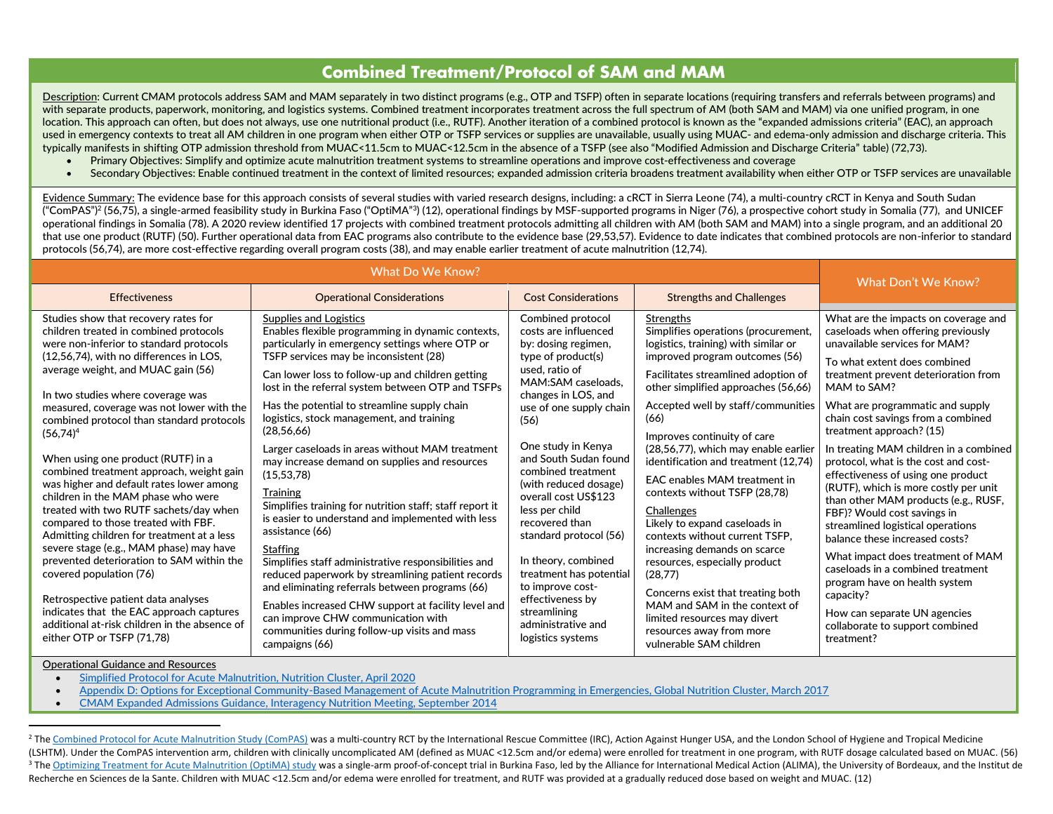# Combined Treatment/Protocol of SAM and MAM

Description: Current CMAM protocols address SAM and MAM separately in two distinct programs (e.g., OTP and TSFP) often in separate locations (requiring transfers and referrals between programs) and with separate products, paperwork, monitoring, and logistics systems. Combined treatment incorporates treatment across the full spectrum of AM (both SAM and MAM) via one unified program, in one location. This approach can often, but does not always, use one nutritional product (i.e., RUTF). Another iteration of a combined protocol is known as the "expanded admissions criteria" (EAC), an approach used in emergency contexts to treat all AM children in one program when either OTP or TSFP services or supplies are unavailable, usually using MUAC- and edema-only admission and discharge criteria. This typically manifests in shifting OTP admission threshold from MUAC<11.5cm to MUAC<12.5cm in the absence of a TSFP (see also "Modified Admission and Discharge Criteria" table) (72,73).

- Primary Objectives: Simplify and optimize acute malnutrition treatment systems to streamline operations and improve cost-effectiveness and coverage
- Secondary Objectives: Enable continued treatment in the context of limited resources; expanded admission criteria broadens treatment availability when either OTP or TSFP services are unavailable

Evidence Summary: The evidence base for this approach consists of several studies with varied research designs, including: a cRCT in Sierra Leone (74), a multi-country cRCT in Kenya and South Sudan ("ComPAS")[2] (56,75), a single-armed feasibility study in Burkina Faso ("OptiMA"[3]) (12), operational findings by MSF-supported programs in Niger (76), a prospective cohort study in Somalia (77), and UNICEF operational findings in Somalia (78). A 2020 review identified 17 projects with combined treatment protocols admitting all children with AM (both SAM and MAM) into a single program, and an additional 20 that use one product (RUTF) (50). Further operational data from EAC programs also contribute to the evidence base (29,53,57). Evidence to date indicates that combined protocols are non-inferior to standard protocols (56,74), are more cost-effective regarding overall program costs (38), and may enable earlier treatment of acute malnutrition (12,74).

| What Do We Know? | | | | What Don't We Know? |
|---|---|---|---|---|
| **Effectiveness** | **Operational Considerations** | **Cost Considerations** | **Strengths and Challenges** | |
| Studies show that recovery rates for children treated in combined protocols were non-inferior to standard protocols (12,56,74), with no differences in LOS, average weight, and MUAC gain (56)<br><br>In two studies where coverage was measured, coverage was not lower with the combined protocol than standard protocols (56,74)[4]<br><br>When using one product (RUTF) in a combined treatment approach, weight gain was higher and default rates lower among children in the MAM phase who were treated with two RUTF sachets/day when compared to those treated with FBF. Admitting children for treatment at a less severe stage (e.g., MAM phase) may have prevented deterioration to SAM within the covered population (76)<br><br>Retrospective patient data analyses indicates that the EAC approach captures additional at-risk children in the absence of either OTP or TSFP (71,78) | Supplies and Logistics<br>Enables flexible programming in dynamic contexts, particularly in emergency settings where OTP or TSFP services may be inconsistent (28)<br><br>Can lower loss to follow-up and children getting lost in the referral system between OTP and TSFPs<br><br>Has the potential to streamline supply chain logistics, stock management, and training (28,56,66)<br><br>Larger caseloads in areas without MAM treatment may increase demand on supplies and resources (15,53,78)<br><br>Training<br>Simplifies training for nutrition staff; staff report it is easier to understand and implemented with less assistance (66)<br><br>Staffing<br>Simplifies staff administrative responsibilities and reduced paperwork by streamlining patient records and eliminating referrals between programs (66)<br><br>Enables increased CHW support at facility level and can improve CHW communication with communities during follow-up visits and mass campaigns (66) | Combined protocol costs are influenced by: dosing regimen, type of product(s) used, ratio of MAM:SAM caseloads, changes in LOS, and use of one supply chain (56)<br><br>One study in Kenya and South Sudan found combined treatment (with reduced dosage) overall cost US$123 less per child recovered than standard protocol (56)<br><br>In theory, combined treatment has potential to improve cost-effectiveness by streamlining administrative and logistics systems | Strengths<br>Simplifies operations (procurement, logistics, training) with similar or improved program outcomes (56)<br><br>Facilitates streamlined adoption of other simplified approaches (56,66)<br><br>Accepted well by staff/communities (66)<br><br>Improves continuity of care (28,56,77), which may enable earlier identification and treatment (12,74)<br><br>EAC enables MAM treatment in contexts without TSFP (28,78)<br><br>Challenges<br>Likely to expand caseloads in contexts without current TSFP, increasing demands on scarce resources, especially product (28,77)<br><br>Concerns exist that treating both MAM and SAM in the context of limited resources may divert resources away from more vulnerable SAM children | What are the impacts on coverage and caseloads when offering previously unavailable services for MAM?<br><br>To what extent does combined treatment prevent deterioration from MAM to SAM?<br><br>What are programmatic and supply chain cost savings from a combined treatment approach? (15)<br><br>In treating MAM children in a combined protocol, what is the cost and cost-effectiveness of using one product (RUTF), which is more costly per unit than other MAM products (e.g., RUSF, FBF)? Would cost savings in streamlined logistical operations balance these increased costs?<br><br>What impact does treatment of MAM caseloads in a combined treatment program have on health system capacity?<br><br>How can separate UN agencies collaborate to support combined treatment? |

Operational Guidance and Resources

- Simplified Protocol for Acute Malnutrition, Nutrition Cluster, April 2020
- Appendix D: Options for Exceptional Community-Based Management of Acute Malnutrition Programming in Emergencies, Global Nutrition Cluster, March 2017
- CMAM Expanded Admissions Guidance, Interagency Nutrition Meeting, September 2014

---

[2] The Combined Protocol for Acute Malnutrition Study (ComPAS) was a multi-country RCT by the International Rescue Committee (IRC), Action Against Hunger USA, and the London School of Hygiene and Tropical Medicine (LSHTM). Under the ComPAS intervention arm, children with clinically uncomplicated AM (defined as MUAC <12.5cm and/or edema) were enrolled for treatment in one program, with RUTF dosage calculated based on MUAC. (56)

[3] The Optimizing Treatment for Acute Malnutrition (OptiMA) study was a single-arm proof-of-concept trial in Burkina Faso, led by the Alliance for International Medical Action (ALIMA), the University of Bordeaux, and the Institut de Recherche en Sciences de la Sante. Children with MUAC <12.5cm and/or edema were enrolled for treatment, and RUTF was provided at a gradually reduced dose based on weight and MUAC. (12)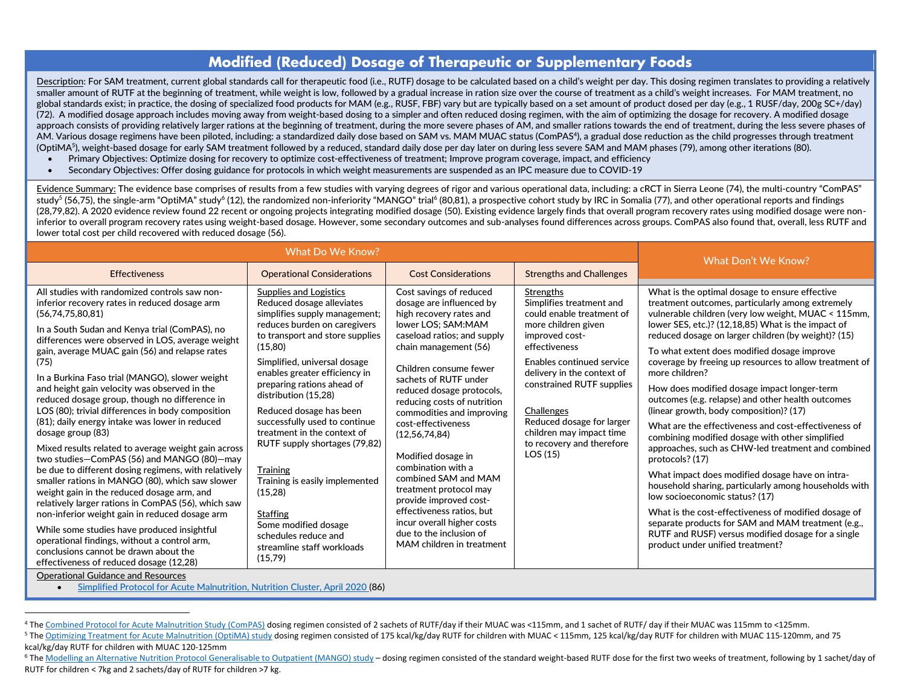# Modified (Reduced) Dosage of Therapeutic or Supplementary Foods

Description: For SAM treatment, current global standards call for therapeutic food (i.e., RUTF) dosage to be calculated based on a child's weight per day. This dosing regimen translates to providing a relatively smaller amount of RUTF at the beginning of treatment, while weight is low, followed by a gradual increase in ration size over the course of treatment as a child's weight increases. For MAM treatment, no global standards exist; in practice, the dosing of specialized food products for MAM (e.g., RUSF, FBF) vary but are typically based on a set amount of product dosed per day (e.g., 1 RUSF/day, 200g SC+/day) (72). A modified dosage approach includes moving away from weight-based dosing to a simpler and often reduced dosing regimen, with the aim of optimizing the dosage for recovery. A modified dosage approach consists of providing relatively larger rations at the beginning of treatment, during the more severe phases of AM, and smaller rations towards the end of treatment, during the less severe phases of AM. Various dosage regimens have been piloted, including: a standardized daily dose based on SAM vs. MAM MUAC status (ComPAS[4]), a gradual dose reduction as the child progresses through treatment (OptiMA[5]), weight-based dosage for early SAM treatment followed by a reduced, standard daily dose per day later on during less severe SAM and MAM phases (79), among other iterations (80).

- Primary Objectives: Optimize dosing for recovery to optimize cost-effectiveness of treatment; Improve program coverage, impact, and efficiency
- Secondary Objectives: Offer dosing guidance for protocols in which weight measurements are suspended as an IPC measure due to COVID-19

Evidence Summary: The evidence base comprises of results from a few studies with varying degrees of rigor and various operational data, including: a cRCT in Sierra Leone (74), the multi-country "ComPAS" study[5] (56,75), the single-arm "OptiMA" study[6] (12), the randomized non-inferiority "MANGO" trial[6] (80,81), a prospective cohort study by IRC in Somalia (77), and other operational reports and findings (28,79,82). A 2020 evidence review found 22 recent or ongoing projects integrating modified dosage (50). Existing evidence largely finds that overall program recovery rates using modified dosage were non-inferior to overall program recovery rates using weight-based dosage. However, some secondary outcomes and sub-analyses found differences across groups. ComPAS also found that, overall, less RUTF and lower total cost per child recovered with reduced dosage (56).

| What Do We Know? | | | | What Don't We Know? |
|---|---|---|---|---|
| **Effectiveness** | **Operational Considerations** | **Cost Considerations** | **Strengths and Challenges** | |
| All studies with randomized controls saw non-inferior recovery rates in reduced dosage arm (56,74,75,80,81)<br><br>In a South Sudan and Kenya trial (ComPAS), no differences were observed in LOS, average weight gain, average MUAC gain (56) and relapse rates (75)<br><br>In a Burkina Faso trial (MANGO), slower weight and height gain velocity was observed in the reduced dosage group, though no difference in LOS (80); trivial differences in body composition (81); daily energy intake was lower in reduced dosage group (83)<br><br>Mixed results related to average weight gain across two studies—ComPAS (56) and MANGO (80)—may be due to different dosing regimens, with relatively smaller rations in MANGO (80), which saw slower weight gain in the reduced dosage arm, and relatively larger rations in ComPAS (56), which saw non-inferior weight gain in reduced dosage arm<br><br>While some studies have produced insightful operational findings, without a control arm, conclusions cannot be drawn about the effectiveness of reduced dosage (12,28) | Supplies and Logistics<br>Reduced dosage alleviates simplifies supply management; reduces burden on caregivers to transport and store supplies (15,80)<br><br>Simplified, universal dosage enables greater efficiency in preparing rations ahead of distribution (15,28)<br><br>Reduced dosage has been successfully used to continue treatment in the context of RUTF supply shortages (79,82)<br><br>Training<br>Training is easily implemented (15,28)<br><br>Staffing<br>Some modified dosage schedules reduce and streamline staff workloads (15,79) | Cost savings of reduced dosage are influenced by high recovery rates and lower LOS; SAM:MAM caseload ratios; and supply chain management (56)<br><br>Children consume fewer sachets of RUTF under reduced dosage protocols, reducing costs of nutrition commodities and improving cost-effectiveness (12,56,74,84)<br><br>Modified dosage in combination with a combined SAM and MAM treatment protocol may provide improved cost-effectiveness ratios, but incur overall higher costs due to the inclusion of MAM children in treatment | Strengths<br>Simplifies treatment and could enable treatment of more children given improved cost-effectiveness<br><br>Enables continued service delivery in the context of constrained RUTF supplies<br><br>Challenges<br>Reduced dosage for larger children may impact time to recovery and therefore LOS (15) | What is the optimal dosage to ensure effective treatment outcomes, particularly among extremely vulnerable children (very low weight, MUAC < 115mm, lower SES, etc.)? (12,18,85) What is the impact of reduced dosage on larger children (by weight)? (15)<br><br>To what extent does modified dosage improve coverage by freeing up resources to allow treatment of more children?<br><br>How does modified dosage impact longer-term outcomes (e.g. relapse) and other health outcomes (linear growth, body composition)? (17)<br><br>What are the effectiveness and cost-effectiveness of combining modified dosage with other simplified approaches, such as CHW-led treatment and combined protocols? (17)<br><br>What impact does modified dosage have on intra-household sharing, particularly among households with low socioeconomic status? (17)<br><br>What is the cost-effectiveness of modified dosage of separate products for SAM and MAM treatment (e.g., RUTF and RUSF) versus modified dosage for a single product under unified treatment? |

Operational Guidance and Resources

- Simplified Protocol for Acute Malnutrition, Nutrition Cluster, April 2020 (86)

---

[4] The Combined Protocol for Acute Malnutrition Study (ComPAS) dosing regimen consisted of 2 sachets of RUTF/day if their MUAC was <115mm, and 1 sachet of RUTF/ day if their MUAC was 115mm to <125mm.

[5] The Optimizing Treatment for Acute Malnutrition (OptiMA) study dosing regimen consisted of 175 kcal/kg/day RUTF for children with MUAC < 115mm, 125 kcal/kg/day RUTF for children with MUAC 115-120mm, and 75 kcal/kg/day RUTF for children with MUAC 120-125mm

[6] The Modelling an Alternative Nutrition Protocol Generalisable to Outpatient (MANGO) study – dosing regimen consisted of the standard weight-based RUTF dose for the first two weeks of treatment, following by 1 sachet/day of RUTF for children < 7kg and 2 sachets/day of RUTF for children >7 kg.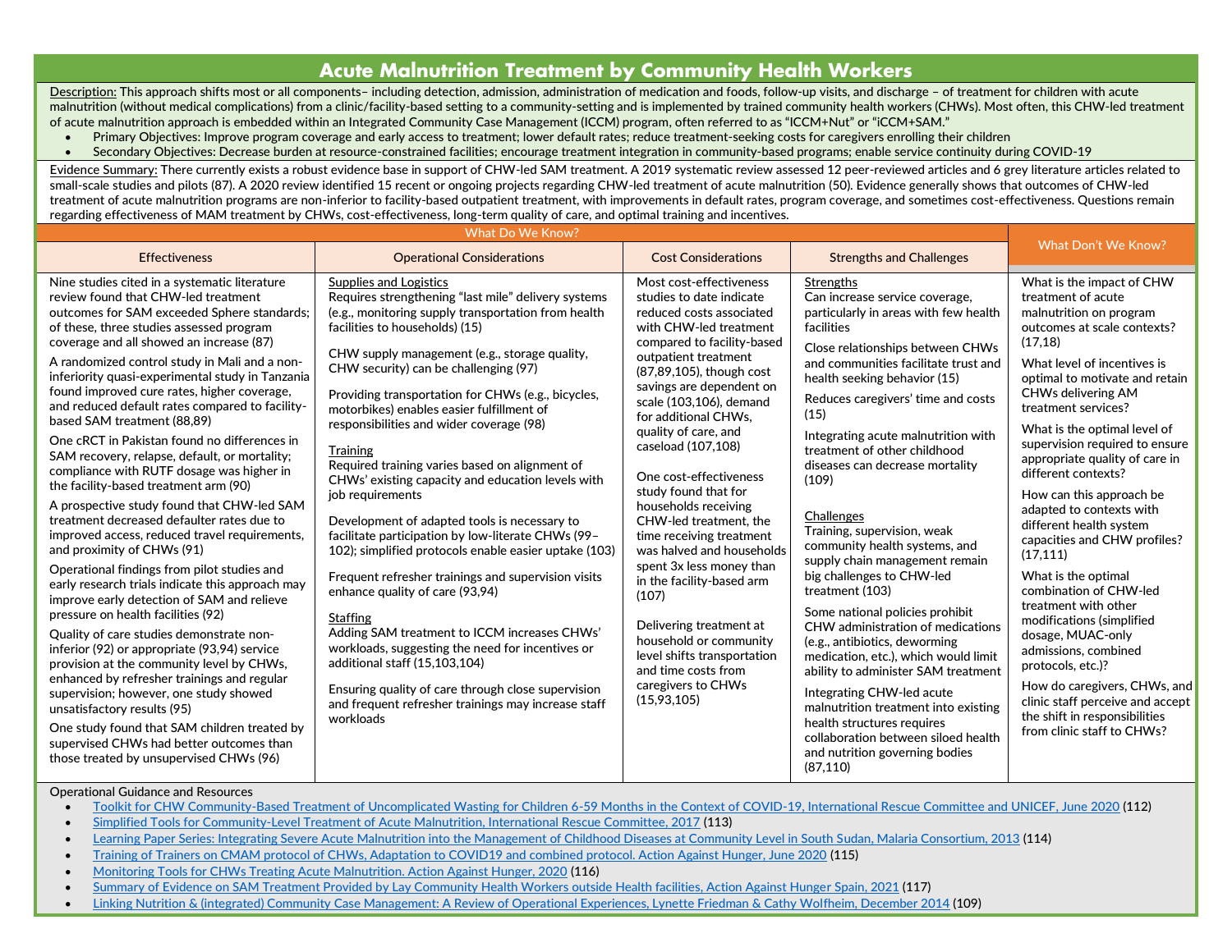# Acute Malnutrition Treatment by Community Health Workers

Description: This approach shifts most or all components– including detection, admission, administration of medication and foods, follow-up visits, and discharge – of treatment for children with acute malnutrition (without medical complications) from a clinic/facility-based setting to a community-setting and is implemented by trained community health workers (CHWs). Most often, this CHW-led treatment of acute malnutrition approach is embedded within an Integrated Community Case Management (ICCM) program, often referred to as "ICCM+Nut" or "iCCM+SAM."

- Primary Objectives: Improve program coverage and early access to treatment; lower default rates; reduce treatment-seeking costs for caregivers enrolling their children
- Secondary Objectives: Decrease burden at resource-constrained facilities; encourage treatment integration in community-based programs; enable service continuity during COVID-19

Evidence Summary: There currently exists a robust evidence base in support of CHW-led SAM treatment. A 2019 systematic review assessed 12 peer-reviewed articles and 6 grey literature articles related to small-scale studies and pilots (87). A 2020 review identified 15 recent or ongoing projects regarding CHW-led treatment of acute malnutrition (50). Evidence generally shows that outcomes of CHW-led treatment of acute malnutrition programs are non-inferior to facility-based outpatient treatment, with improvements in default rates, program coverage, and sometimes cost-effectiveness. Questions remain regarding effectiveness of MAM treatment by CHWs, cost-effectiveness, long-term quality of care, and optimal training and incentives.

| What Do We Know? | | | | What Don't We Know? |
|---|---|---|---|---|
| **Effectiveness** | **Operational Considerations** | **Cost Considerations** | **Strengths and Challenges** | |
| Nine studies cited in a systematic literature review found that CHW-led treatment outcomes for SAM exceeded Sphere standards; of these, three studies assessed program coverage and all showed an increase (87)<br><br>A randomized control study in Mali and a non-inferiority quasi-experimental study in Tanzania found improved cure rates, higher coverage, and reduced default rates compared to facility-based SAM treatment (88,89)<br><br>One cRCT in Pakistan found no differences in SAM recovery, relapse, default, or mortality; compliance with RUTF dosage was higher in the facility-based treatment arm (90)<br><br>A prospective study found that CHW-led SAM treatment decreased defaulter rates due to improved access, reduced travel requirements, and proximity of CHWs (91)<br><br>Operational findings from pilot studies and early research trials indicate this approach may improve early detection of SAM and relieve pressure on health facilities (92)<br><br>Quality of care studies demonstrate non-inferior (92) or appropriate (93,94) service provision at the community level by CHWs, enhanced by refresher trainings and regular supervision; however, one study showed unsatisfactory results (95)<br><br>One study found that SAM children treated by supervised CHWs had better outcomes than those treated by unsupervised CHWs (96) | Supplies and Logistics<br>Requires strengthening "last mile" delivery systems (e.g., monitoring supply transportation from health facilities to households) (15)<br><br>CHW supply management (e.g., storage quality, CHW security) can be challenging (97)<br><br>Providing transportation for CHWs (e.g., bicycles, motorbikes) enables easier fulfillment of responsibilities and wider coverage (98)<br><br>Training<br>Required training varies based on alignment of CHWs' existing capacity and education levels with job requirements<br><br>Development of adapted tools is necessary to facilitate participation by low-literate CHWs (99–102); simplified protocols enable easier uptake (103)<br><br>Frequent refresher trainings and supervision visits enhance quality of care (93,94)<br><br>Staffing<br>Adding SAM treatment to ICCM increases CHWs' workloads, suggesting the need for incentives or additional staff (15,103,104)<br><br>Ensuring quality of care through close supervision and frequent refresher trainings may increase staff workloads | Most cost-effectiveness studies to date indicate reduced costs associated with CHW-led treatment compared to facility-based outpatient treatment (87,89,105), though cost savings are dependent on scale (103,106), demand for additional CHWs, quality of care, and caseload (107,108)<br><br>One cost-effectiveness study found that for households receiving CHW-led treatment, the time receiving treatment was halved and households spent 3x less money than in the facility-based arm (107)<br><br>Delivering treatment at household or community level shifts transportation and time costs from caregivers to CHWs (15,93,105) | Strengths<br>Can increase service coverage, particularly in areas with few health facilities<br><br>Close relationships between CHWs and communities facilitate trust and health seeking behavior (15)<br><br>Reduces caregivers' time and costs (15)<br><br>Integrating acute malnutrition with treatment of other childhood diseases can decrease mortality (109)<br><br>Challenges<br>Training, supervision, weak community health systems, and supply chain management remain big challenges to CHW-led treatment (103)<br><br>Some national policies prohibit CHW administration of medications (e.g., antibiotics, deworming medication, etc.), which would limit ability to administer SAM treatment<br><br>Integrating CHW-led acute malnutrition treatment into existing health structures requires collaboration between siloed health and nutrition governing bodies (87,110) | What is the impact of CHW treatment of acute malnutrition on program outcomes at scale contexts? (17,18)<br><br>What level of incentives is optimal to motivate and retain CHWs delivering AM treatment services?<br><br>What is the optimal level of supervision required to ensure appropriate quality of care in different contexts?<br><br>How can this approach be adapted to contexts with different health system capacities and CHW profiles? (17,111)<br><br>What is the optimal combination of CHW-led treatment with other modifications (simplified dosage, MUAC-only admissions, combined protocols, etc.)?<br><br>How do caregivers, CHWs, and clinic staff perceive and accept the shift in responsibilities from clinic staff to CHWs? |

Operational Guidance and Resources

- Toolkit for CHW Community-Based Treatment of Uncomplicated Wasting for Children 6-59 Months in the Context of COVID-19, International Rescue Committee and UNICEF, June 2020 (112)
- Simplified Tools for Community-Level Treatment of Acute Malnutrition, International Rescue Committee, 2017 (113)
- Learning Paper Series: Integrating Severe Acute Malnutrition into the Management of Childhood Diseases at Community Level in South Sudan, Malaria Consortium, 2013 (114)
- Training of Trainers on CMAM protocol of CHWs, Adaptation to COVID19 and combined protocol. Action Against Hunger, June 2020 (115)
- Monitoring Tools for CHWs Treating Acute Malnutrition. Action Against Hunger, 2020 (116)
- Summary of Evidence on SAM Treatment Provided by Lay Community Health Workers outside Health facilities, Action Against Hunger Spain, 2021 (117)
- Linking Nutrition & (integrated) Community Case Management: A Review of Operational Experiences, Lynette Friedman & Cathy Wolfheim, December 2014 (109)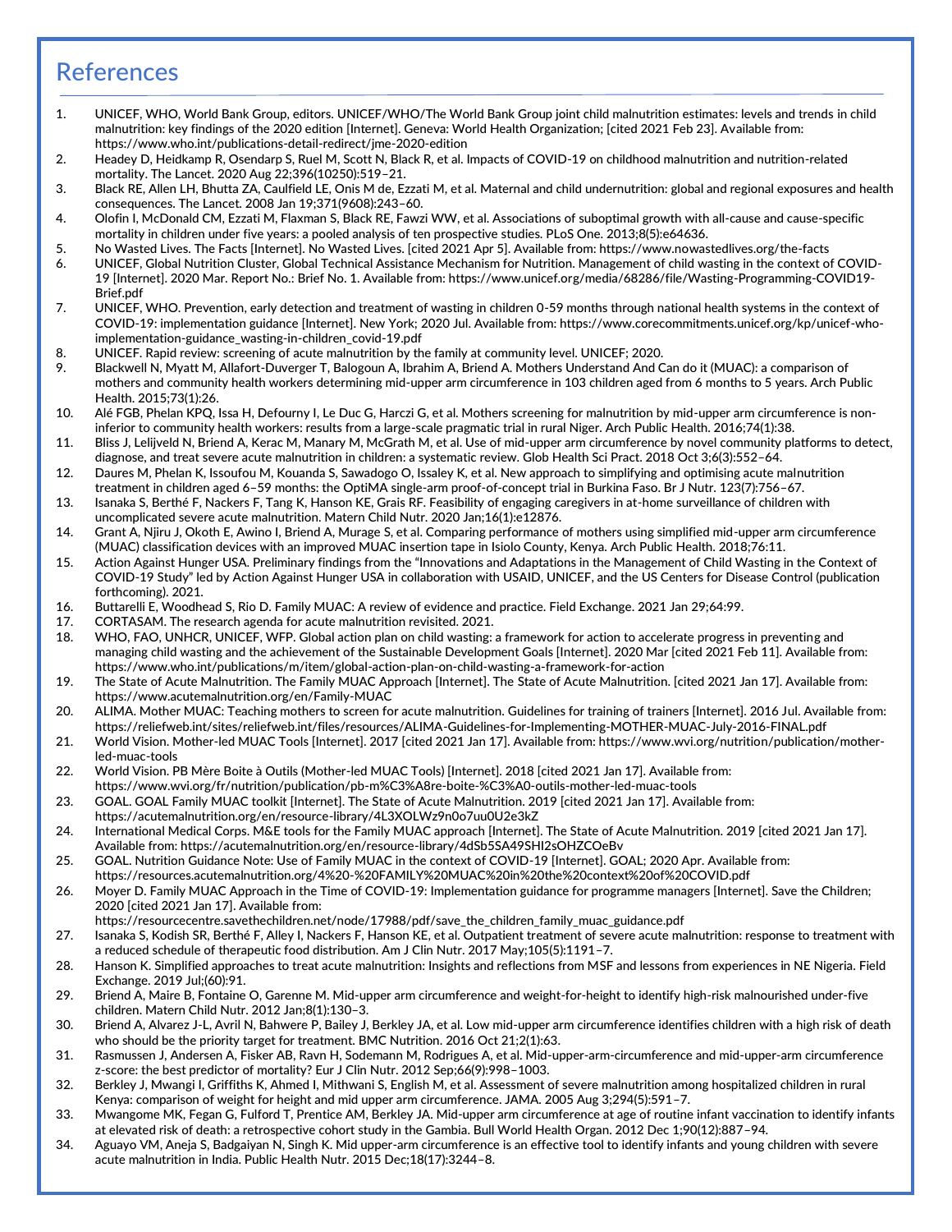# References

1. UNICEF, WHO, World Bank Group, editors. UNICEF/WHO/The World Bank Group joint child malnutrition estimates: levels and trends in child malnutrition: key findings of the 2020 edition [Internet]. Geneva: World Health Organization; [cited 2021 Feb 23]. Available from: https://www.who.int/publications-detail-redirect/jme-2020-edition
2. Headey D, Heidkamp R, Osendarp S, Ruel M, Scott N, Black R, et al. Impacts of COVID-19 on childhood malnutrition and nutrition-related mortality. The Lancet. 2020 Aug 22;396(10250):519–21.
3. Black RE, Allen LH, Bhutta ZA, Caulfield LE, Onis M de, Ezzati M, et al. Maternal and child undernutrition: global and regional exposures and health consequences. The Lancet. 2008 Jan 19;371(9608):243–60.
4. Olofin I, McDonald CM, Ezzati M, Flaxman S, Black RE, Fawzi WW, et al. Associations of suboptimal growth with all-cause and cause-specific mortality in children under five years: a pooled analysis of ten prospective studies. PLoS One. 2013;8(5):e64636.
5. No Wasted Lives. The Facts [Internet]. No Wasted Lives. [cited 2021 Apr 5]. Available from: https://www.nowastedlives.org/the-facts
6. UNICEF, Global Nutrition Cluster, Global Technical Assistance Mechanism for Nutrition. Management of child wasting in the context of COVID-19 [Internet]. 2020 Mar. Report No.: Brief No. 1. Available from: https://www.unicef.org/media/68286/file/Wasting-Programming-COVID19-Brief.pdf
7. UNICEF, WHO. Prevention, early detection and treatment of wasting in children 0-59 months through national health systems in the context of COVID-19: implementation guidance [Internet]. New York; 2020 Jul. Available from: https://www.corecommitments.unicef.org/kp/unicef-who-implementation-guidance_wasting-in-children_covid-19.pdf
8. UNICEF. Rapid review: screening of acute malnutrition by the family at community level. UNICEF; 2020.
9. Blackwell N, Myatt M, Allafort-Duverger T, Balogoun A, Ibrahim A, Briend A. Mothers Understand And Can do it (MUAC): a comparison of mothers and community health workers determining mid-upper arm circumference in 103 children aged from 6 months to 5 years. Arch Public Health. 2015;73(1):26.
10. Alé FGB, Phelan KPQ, Issa H, Defourny I, Le Duc G, Harczi G, et al. Mothers screening for malnutrition by mid-upper arm circumference is non-inferior to community health workers: results from a large-scale pragmatic trial in rural Niger. Arch Public Health. 2016;74(1):38.
11. Bliss J, Lelijveld N, Briend A, Kerac M, Manary M, McGrath M, et al. Use of mid-upper arm circumference by novel community platforms to detect, diagnose, and treat severe acute malnutrition in children: a systematic review. Glob Health Sci Pract. 2018 Oct 3;6(3):552–64.
12. Daures M, Phelan K, Issoufou M, Kouanda S, Sawadogo O, Issaley K, et al. New approach to simplifying and optimising acute malnutrition treatment in children aged 6–59 months: the OptiMA single-arm proof-of-concept trial in Burkina Faso. Br J Nutr. 123(7):756–67.
13. Isanaka S, Berthé F, Nackers F, Tang K, Hanson KE, Grais RF. Feasibility of engaging caregivers in at-home surveillance of children with uncomplicated severe acute malnutrition. Matern Child Nutr. 2020 Jan;16(1):e12876.
14. Grant A, Njiru J, Okoth E, Awino I, Briend A, Murage S, et al. Comparing performance of mothers using simplified mid-upper arm circumference (MUAC) classification devices with an improved MUAC insertion tape in Isiolo County, Kenya. Arch Public Health. 2018;76:11.
15. Action Against Hunger USA. Preliminary findings from the "Innovations and Adaptations in the Management of Child Wasting in the Context of COVID-19 Study" led by Action Against Hunger USA in collaboration with USAID, UNICEF, and the US Centers for Disease Control (publication forthcoming). 2021.
16. Buttarelli E, Woodhead S, Rio D. Family MUAC: A review of evidence and practice. Field Exchange. 2021 Jan 29;64:99.
17. CORTASAM. The research agenda for acute malnutrition revisited. 2021.
18. WHO, FAO, UNHCR, UNICEF, WFP. Global action plan on child wasting: a framework for action to accelerate progress in preventing and managing child wasting and the achievement of the Sustainable Development Goals [Internet]. 2020 Mar [cited 2021 Feb 11]. Available from: https://www.who.int/publications/m/item/global-action-plan-on-child-wasting-a-framework-for-action
19. The State of Acute Malnutrition. The Family MUAC Approach [Internet]. The State of Acute Malnutrition. [cited 2021 Jan 17]. Available from: https://www.acutemalnutrition.org/en/Family-MUAC
20. ALIMA. Mother MUAC: Teaching mothers to screen for acute malnutrition. Guidelines for training of trainers [Internet]. 2016 Jul. Available from: https://reliefweb.int/sites/reliefweb.int/files/resources/ALIMA-Guidelines-for-Implementing-MOTHER-MUAC-July-2016-FINAL.pdf
21. World Vision. Mother-led MUAC Tools [Internet]. 2017 [cited 2021 Jan 17]. Available from: https://www.wvi.org/nutrition/publication/mother-led-muac-tools
22. World Vision. PB Mère Boite à Outils (Mother-led MUAC Tools) [Internet]. 2018 [cited 2021 Jan 17]. Available from: https://www.wvi.org/fr/nutrition/publication/pb-m%C3%A8re-boite-%C3%A0-outils-mother-led-muac-tools
23. GOAL. GOAL Family MUAC toolkit [Internet]. The State of Acute Malnutrition. 2019 [cited 2021 Jan 17]. Available from: https://acutemalnutrition.org/en/resource-library/4L3XOLWz9n0o7uu0U2e3kZ
24. International Medical Corps. M&E tools for the Family MUAC approach [Internet]. The State of Acute Malnutrition. 2019 [cited 2021 Jan 17]. Available from: https://acutemalnutrition.org/en/resource-library/4dSb5SA49SHI2sOHZCOeBv
25. GOAL. Nutrition Guidance Note: Use of Family MUAC in the context of COVID-19 [Internet]. GOAL; 2020 Apr. Available from: https://resources.acutemalnutrition.org/4%20-%20FAMILY%20MUAC%20in%20the%20context%20of%20COVID.pdf
26. Moyer D. Family MUAC Approach in the Time of COVID-19: Implementation guidance for programme managers [Internet]. Save the Children; 2020 [cited 2021 Jan 17]. Available from: https://resourcecentre.savethechildren.net/node/17988/pdf/save_the_children_family_muac_guidance.pdf
27. Isanaka S, Kodish SR, Berthé F, Alley I, Nackers F, Hanson KE, et al. Outpatient treatment of severe acute malnutrition: response to treatment with a reduced schedule of therapeutic food distribution. Am J Clin Nutr. 2017 May;105(5):1191–7.
28. Hanson K. Simplified approaches to treat acute malnutrition: Insights and reflections from MSF and lessons from experiences in NE Nigeria. Field Exchange. 2019 Jul;(60):91.
29. Briend A, Maire B, Fontaine O, Garenne M. Mid-upper arm circumference and weight-for-height to identify high-risk malnourished under-five children. Matern Child Nutr. 2012 Jan;8(1):130–3.
30. Briend A, Alvarez J-L, Avril N, Bahwere P, Bailey J, Berkley JA, et al. Low mid-upper arm circumference identifies children with a high risk of death who should be the priority target for treatment. BMC Nutrition. 2016 Oct 21;2(1):63.
31. Rasmussen J, Andersen A, Fisker AB, Ravn H, Sodemann M, Rodrigues A, et al. Mid-upper-arm-circumference and mid-upper-arm circumference z-score: the best predictor of mortality? Eur J Clin Nutr. 2012 Sep;66(9):998–1003.
32. Berkley J, Mwangi I, Griffiths K, Ahmed I, Mithwani S, English M, et al. Assessment of severe malnutrition among hospitalized children in rural Kenya: comparison of weight for height and mid upper arm circumference. JAMA. 2005 Aug 3;294(5):591–7.
33. Mwangome MK, Fegan G, Fulford T, Prentice AM, Berkley JA. Mid-upper arm circumference at age of routine infant vaccination to identify infants at elevated risk of death: a retrospective cohort study in the Gambia. Bull World Health Organ. 2012 Dec 1;90(12):887–94.
34. Aguayo VM, Aneja S, Badgaiyan N, Singh K. Mid upper-arm circumference is an effective tool to identify infants and young children with severe acute malnutrition in India. Public Health Nutr. 2015 Dec;18(17):3244–8.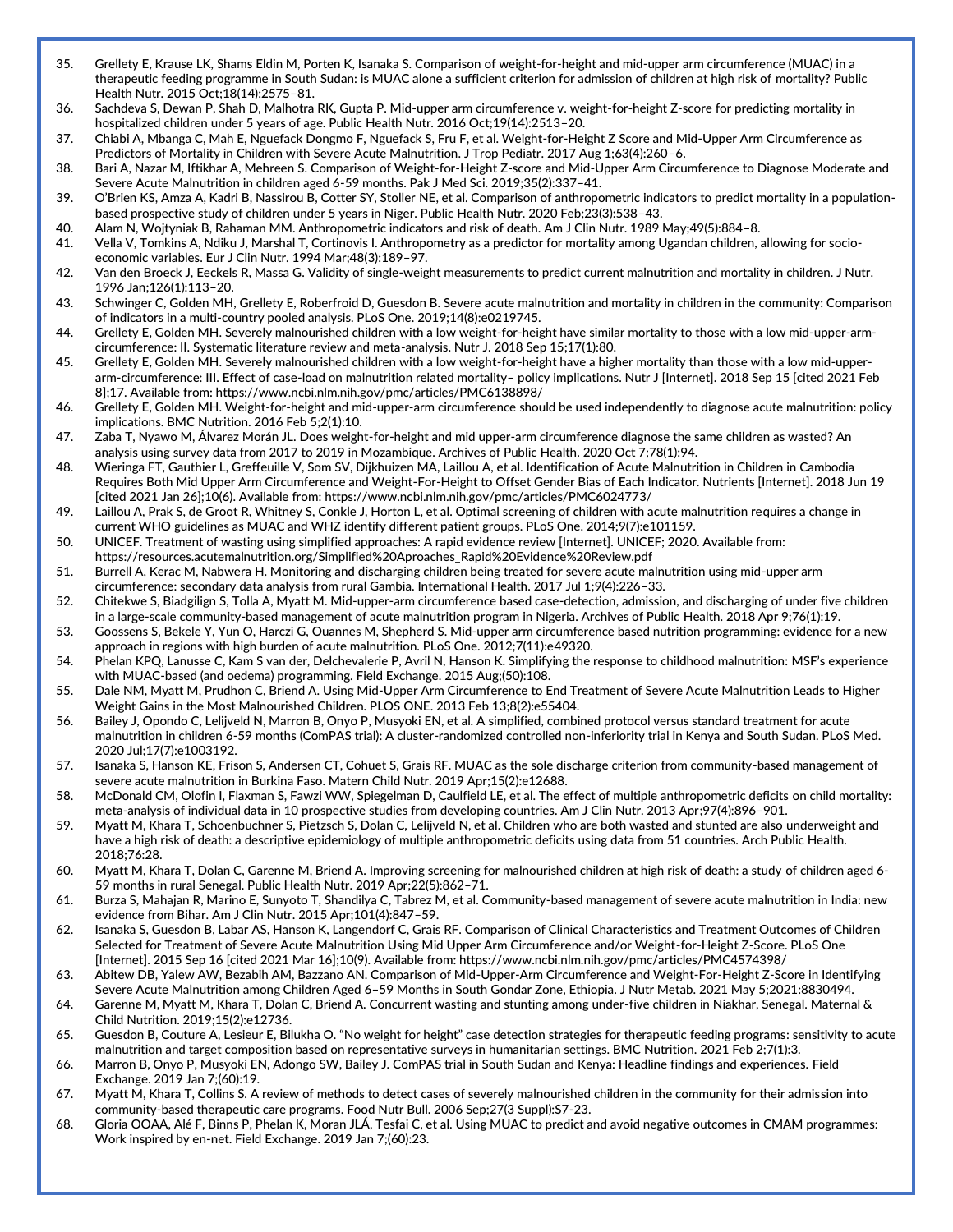35. Grellety E, Krause LK, Shams Eldin M, Porten K, Isanaka S. Comparison of weight-for-height and mid-upper arm circumference (MUAC) in a therapeutic feeding programme in South Sudan: is MUAC alone a sufficient criterion for admission of children at high risk of mortality? Public Health Nutr. 2015 Oct;18(14):2575–81.
36. Sachdeva S, Dewan P, Shah D, Malhotra RK, Gupta P. Mid-upper arm circumference v. weight-for-height Z-score for predicting mortality in hospitalized children under 5 years of age. Public Health Nutr. 2016 Oct;19(14):2513–20.
37. Chiabi A, Mbanga C, Mah E, Nguefack Dongmo F, Nguefack S, Fru F, et al. Weight-for-Height Z Score and Mid-Upper Arm Circumference as Predictors of Mortality in Children with Severe Acute Malnutrition. J Trop Pediatr. 2017 Aug 1;63(4):260–6.
38. Bari A, Nazar M, Iftikhar A, Mehreen S. Comparison of Weight-for-Height Z-score and Mid-Upper Arm Circumference to Diagnose Moderate and Severe Acute Malnutrition in children aged 6-59 months. Pak J Med Sci. 2019;35(2):337–41.
39. O'Brien KS, Amza A, Kadri B, Nassirou B, Cotter SY, Stoller NE, et al. Comparison of anthropometric indicators to predict mortality in a population-based prospective study of children under 5 years in Niger. Public Health Nutr. 2020 Feb;23(3):538–43.
40. Alam N, Wojtyniak B, Rahaman MM. Anthropometric indicators and risk of death. Am J Clin Nutr. 1989 May;49(5):884–8.
41. Vella V, Tomkins A, Ndiku J, Marshal T, Cortinovis I. Anthropometry as a predictor for mortality among Ugandan children, allowing for socio-economic variables. Eur J Clin Nutr. 1994 Mar;48(3):189–97.
42. Van den Broeck J, Eeckels R, Massa G. Validity of single-weight measurements to predict current malnutrition and mortality in children. J Nutr. 1996 Jan;126(1):113–20.
43. Schwinger C, Golden MH, Grellety E, Roberfroid D, Guesdon B. Severe acute malnutrition and mortality in children in the community: Comparison of indicators in a multi-country pooled analysis. PLoS One. 2019;14(8):e0219745.
44. Grellety E, Golden MH. Severely malnourished children with a low weight-for-height have similar mortality to those with a low mid-upper-arm-circumference: II. Systematic literature review and meta-analysis. Nutr J. 2018 Sep 15;17(1):80.
45. Grellety E, Golden MH. Severely malnourished children with a low weight-for-height have a higher mortality than those with a low mid-upper-arm-circumference: III. Effect of case-load on malnutrition related mortality– policy implications. Nutr J [Internet]. 2018 Sep 15 [cited 2021 Feb 8];17. Available from: https://www.ncbi.nlm.nih.gov/pmc/articles/PMC6138898/
46. Grellety E, Golden MH. Weight-for-height and mid-upper-arm circumference should be used independently to diagnose acute malnutrition: policy implications. BMC Nutrition. 2016 Feb 5;2(1):10.
47. Zaba T, Nyawo M, Álvarez Morán JL. Does weight-for-height and mid upper-arm circumference diagnose the same children as wasted? An analysis using survey data from 2017 to 2019 in Mozambique. Archives of Public Health. 2020 Oct 7;78(1):94.
48. Wieringa FT, Gauthier L, Greffeuille V, Som SV, Dijkhuizen MA, Laillou A, et al. Identification of Acute Malnutrition in Children in Cambodia Requires Both Mid Upper Arm Circumference and Weight-For-Height to Offset Gender Bias of Each Indicator. Nutrients [Internet]. 2018 Jun 19 [cited 2021 Jan 26];10(6). Available from: https://www.ncbi.nlm.nih.gov/pmc/articles/PMC6024773/
49. Laillou A, Prak S, de Groot R, Whitney S, Conkle J, Horton L, et al. Optimal screening of children with acute malnutrition requires a change in current WHO guidelines as MUAC and WHZ identify different patient groups. PLoS One. 2014;9(7):e101159.
50. UNICEF. Treatment of wasting using simplified approaches: A rapid evidence review [Internet]. UNICEF; 2020. Available from: https://resources.acutemalnutrition.org/Simplified%20Aproaches_Rapid%20Evidence%20Review.pdf
51. Burrell A, Kerac M, Nabwera H. Monitoring and discharging children being treated for severe acute malnutrition using mid-upper arm circumference: secondary data analysis from rural Gambia. International Health. 2017 Jul 1;9(4):226–33.
52. Chitekwe S, Biadgilign S, Tolla A, Myatt M. Mid-upper-arm circumference based case-detection, admission, and discharging of under five children in a large-scale community-based management of acute malnutrition program in Nigeria. Archives of Public Health. 2018 Apr 9;76(1):19.
53. Goossens S, Bekele Y, Yun O, Harczi G, Ouannes M, Shepherd S. Mid-upper arm circumference based nutrition programming: evidence for a new approach in regions with high burden of acute malnutrition. PLoS One. 2012;7(11):e49320.
54. Phelan KPQ, Lanusse C, Kam S van der, Delchevalerie P, Avril N, Hanson K. Simplifying the response to childhood malnutrition: MSF's experience with MUAC-based (and oedema) programming. Field Exchange. 2015 Aug;(50):108.
55. Dale NM, Myatt M, Prudhon C, Briend A. Using Mid-Upper Arm Circumference to End Treatment of Severe Acute Malnutrition Leads to Higher Weight Gains in the Most Malnourished Children. PLOS ONE. 2013 Feb 13;8(2):e55404.
56. Bailey J, Opondo C, Lelijveld N, Marron B, Onyo P, Musyoki EN, et al. A simplified, combined protocol versus standard treatment for acute malnutrition in children 6-59 months (ComPAS trial): A cluster-randomized controlled non-inferiority trial in Kenya and South Sudan. PLoS Med. 2020 Jul;17(7):e1003192.
57. Isanaka S, Hanson KE, Frison S, Andersen CT, Cohuet S, Grais RF. MUAC as the sole discharge criterion from community-based management of severe acute malnutrition in Burkina Faso. Matern Child Nutr. 2019 Apr;15(2):e12688.
58. McDonald CM, Olofin I, Flaxman S, Fawzi WW, Spiegelman D, Caulfield LE, et al. The effect of multiple anthropometric deficits on child mortality: meta-analysis of individual data in 10 prospective studies from developing countries. Am J Clin Nutr. 2013 Apr;97(4):896–901.
59. Myatt M, Khara T, Schoenbuchner S, Pietzsch S, Dolan C, Lelijveld N, et al. Children who are both wasted and stunted are also underweight and have a high risk of death: a descriptive epidemiology of multiple anthropometric deficits using data from 51 countries. Arch Public Health. 2018;76:28.
60. Myatt M, Khara T, Dolan C, Garenne M, Briend A. Improving screening for malnourished children at high risk of death: a study of children aged 6-59 months in rural Senegal. Public Health Nutr. 2019 Apr;22(5):862–71.
61. Burza S, Mahajan R, Marino E, Sunyoto T, Shandilya C, Tabrez M, et al. Community-based management of severe acute malnutrition in India: new evidence from Bihar. Am J Clin Nutr. 2015 Apr;101(4):847–59.
62. Isanaka S, Guesdon B, Labar AS, Hanson K, Langendorf C, Grais RF. Comparison of Clinical Characteristics and Treatment Outcomes of Children Selected for Treatment of Severe Acute Malnutrition Using Mid Upper Arm Circumference and/or Weight-for-Height Z-Score. PLoS One [Internet]. 2015 Sep 16 [cited 2021 Mar 16];10(9). Available from: https://www.ncbi.nlm.nih.gov/pmc/articles/PMC4574398/
63. Abitew DB, Yalew AW, Bezabih AM, Bazzano AN. Comparison of Mid-Upper-Arm Circumference and Weight-For-Height Z-Score in Identifying Severe Acute Malnutrition among Children Aged 6–59 Months in South Gondar Zone, Ethiopia. J Nutr Metab. 2021 May 5;2021:8830494.
64. Garenne M, Myatt M, Khara T, Dolan C, Briend A. Concurrent wasting and stunting among under-five children in Niakhar, Senegal. Maternal & Child Nutrition. 2019;15(2):e12736.
65. Guesdon B, Couture A, Lesieur E, Bilukha O. "No weight for height" case detection strategies for therapeutic feeding programs: sensitivity to acute malnutrition and target composition based on representative surveys in humanitarian settings. BMC Nutrition. 2021 Feb 2;7(1):3.
66. Marron B, Onyo P, Musyoki EN, Adongo SW, Bailey J. ComPAS trial in South Sudan and Kenya: Headline findings and experiences. Field Exchange. 2019 Jan 7;(60):19.
67. Myatt M, Khara T, Collins S. A review of methods to detect cases of severely malnourished children in the community for their admission into community-based therapeutic care programs. Food Nutr Bull. 2006 Sep;27(3 Suppl):S7-23.
68. Gloria OOAA, Alé FG, Binns P, Phelan K, Moran JLÁ, Tesfai C, et al. Using MUAC to predict and avoid negative outcomes in CMAM programmes: Work inspired by en-net. Field Exchange. 2019 Jan 7;(60):23.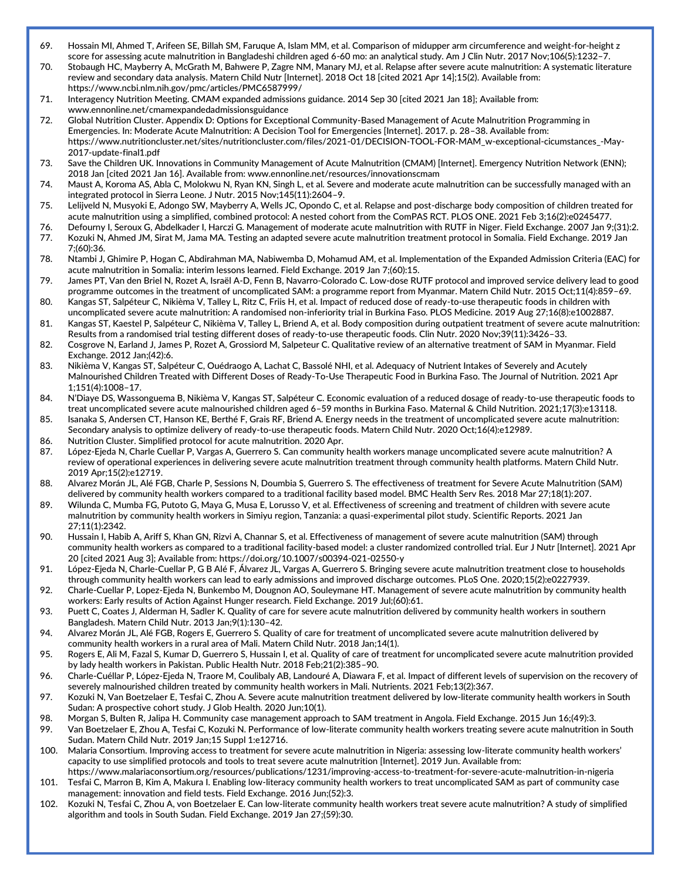69. Hossain MI, Ahmed T, Arifeen SE, Billah SM, Faruque A, Islam MM, et al. Comparison of midupper arm circumference and weight-for-height z score for assessing acute malnutrition in Bangladeshi children aged 6-60 mo: an analytical study. Am J Clin Nutr. 2017 Nov;106(5):1232–7.
70. Stobaugh HC, Mayberry A, McGrath M, Bahwere P, Zagre NM, Manary MJ, et al. Relapse after severe acute malnutrition: A systematic literature review and secondary data analysis. Matern Child Nutr [Internet]. 2018 Oct 18 [cited 2021 Apr 14];15(2). Available from: https://www.ncbi.nlm.nih.gov/pmc/articles/PMC6587999/
71. Interagency Nutrition Meeting. CMAM expanded admissions guidance. 2014 Sep 30 [cited 2021 Jan 18]; Available from: www.ennonline.net/cmamexpandedadmissionsguidance
72. Global Nutrition Cluster. Appendix D: Options for Exceptional Community-Based Management of Acute Malnutrition Programming in Emergencies. In: Moderate Acute Malnutrition: A Decision Tool for Emergencies [Internet]. 2017. p. 28–38. Available from: https://www.nutritioncluster.net/sites/nutritioncluster.com/files/2021-01/DECISION-TOOL-FOR-MAM_w-exceptional-cicumstances_-May-2017-update-final1.pdf
73. Save the Children UK. Innovations in Community Management of Acute Malnutrition (CMAM) [Internet]. Emergency Nutrition Network (ENN); 2018 Jan [cited 2021 Jan 16]. Available from: www.ennonline.net/resources/innovationscmam
74. Maust A, Koroma AS, Abla C, Molokwu N, Ryan KN, Singh L, et al. Severe and moderate acute malnutrition can be successfully managed with an integrated protocol in Sierra Leone. J Nutr. 2015 Nov;145(11):2604–9.
75. Lelijveld N, Musyoki E, Adongo SW, Mayberry A, Wells JC, Opondo C, et al. Relapse and post-discharge body composition of children treated for acute malnutrition using a simplified, combined protocol: A nested cohort from the ComPAS RCT. PLOS ONE. 2021 Feb 3;16(2):e0245477.
76. Defourny I, Seroux G, Abdelkader I, Harczi G. Management of moderate acute malnutrition with RUTF in Niger. Field Exchange. 2007 Jan 9;(31):2.
77. Kozuki N, Ahmed JM, Sirat M, Jama MA. Testing an adapted severe acute malnutrition treatment protocol in Somalia. Field Exchange. 2019 Jan 7;(60):36.
78. Ntambi J, Ghimire P, Hogan C, Abdirahman MA, Nabiwemba D, Mohamud AM, et al. Implementation of the Expanded Admission Criteria (EAC) for acute malnutrition in Somalia: interim lessons learned. Field Exchange. 2019 Jan 7;(60):15.
79. James PT, Van den Briel N, Rozet A, Israël A-D, Fenn B, Navarro-Colorado C. Low-dose RUTF protocol and improved service delivery lead to good programme outcomes in the treatment of uncomplicated SAM: a programme report from Myanmar. Matern Child Nutr. 2015 Oct;11(4):859–69.
80. Kangas ST, Salpéteur C, Nikièma V, Talley L, Ritz C, Friis H, et al. Impact of reduced dose of ready-to-use therapeutic foods in children with uncomplicated severe acute malnutrition: A randomised non-inferiority trial in Burkina Faso. PLOS Medicine. 2019 Aug 27;16(8):e1002887.
81. Kangas ST, Kaestel P, Salpéteur C, Nikièma V, Talley L, Briend A, et al. Body composition during outpatient treatment of severe acute malnutrition: Results from a randomised trial testing different doses of ready-to-use therapeutic foods. Clin Nutr. 2020 Nov;39(11):3426–33.
82. Cosgrove N, Earland J, James P, Rozet A, Grossiord M, Salpeteur C. Qualitative review of an alternative treatment of SAM in Myanmar. Field Exchange. 2012 Jan;(42):6.
83. Nikièma V, Kangas ST, Salpéteur C, Ouédraogo A, Lachat C, Bassolé NHI, et al. Adequacy of Nutrient Intakes of Severely and Acutely Malnourished Children Treated with Different Doses of Ready-To-Use Therapeutic Food in Burkina Faso. The Journal of Nutrition. 2021 Apr 1;151(4):1008–17.
84. N'Diaye DS, Wassonguema B, Nikièma V, Kangas ST, Salpéteur C. Economic evaluation of a reduced dosage of ready-to-use therapeutic foods to treat uncomplicated severe acute malnourished children aged 6–59 months in Burkina Faso. Maternal & Child Nutrition. 2021;17(3):e13118.
85. Isanaka S, Andersen CT, Hanson KE, Berthé F, Grais RF, Briend A. Energy needs in the treatment of uncomplicated severe acute malnutrition: Secondary analysis to optimize delivery of ready-to-use therapeutic foods. Matern Child Nutr. 2020 Oct;16(4):e12989.
86. Nutrition Cluster. Simplified protocol for acute malnutrition. 2020 Apr.
87. López-Ejeda N, Charle Cuellar P, Vargas A, Guerrero S. Can community health workers manage uncomplicated severe acute malnutrition? A review of operational experiences in delivering severe acute malnutrition treatment through community health platforms. Matern Child Nutr. 2019 Apr;15(2):e12719.
88. Alvarez Morán JL, Alé FGB, Charle P, Sessions N, Doumbia S, Guerrero S. The effectiveness of treatment for Severe Acute Malnutrition (SAM) delivered by community health workers compared to a traditional facility based model. BMC Health Serv Res. 2018 Mar 27;18(1):207.
89. Wilunda C, Mumba FG, Putoto G, Maya G, Musa E, Lorusso V, et al. Effectiveness of screening and treatment of children with severe acute malnutrition by community health workers in Simiyu region, Tanzania: a quasi-experimental pilot study. Scientific Reports. 2021 Jan 27;11(1):2342.
90. Hussain I, Habib A, Ariff S, Khan GN, Rizvi A, Channar S, et al. Effectiveness of management of severe acute malnutrition (SAM) through community health workers as compared to a traditional facility-based model: a cluster randomized controlled trial. Eur J Nutr [Internet]. 2021 Apr 20 [cited 2021 Aug 3]; Available from: https://doi.org/10.1007/s00394-021-02550-y
91. López-Ejeda N, Charle-Cuellar P, G B Alé F, Álvarez JL, Vargas A, Guerrero S. Bringing severe acute malnutrition treatment close to households through community health workers can lead to early admissions and improved discharge outcomes. PLoS One. 2020;15(2):e0227939.
92. Charle-Cuellar P, Lopez-Ejeda N, Bunkembo M, Dougnon AO, Souleymane HT. Management of severe acute malnutrition by community health workers: Early results of Action Against Hunger research. Field Exchange. 2019 Jul;(60):61.
93. Puett C, Coates J, Alderman H, Sadler K. Quality of care for severe acute malnutrition delivered by community health workers in southern Bangladesh. Matern Child Nutr. 2013 Jan;9(1):130–42.
94. Alvarez Morán JL, Alé FGB, Rogers E, Guerrero S. Quality of care for treatment of uncomplicated severe acute malnutrition delivered by community health workers in a rural area of Mali. Matern Child Nutr. 2018 Jan;14(1).
95. Rogers E, Ali M, Fazal S, Kumar D, Guerrero S, Hussain I, et al. Quality of care of treatment for uncomplicated severe acute malnutrition provided by lady health workers in Pakistan. Public Health Nutr. 2018 Feb;21(2):385–90.
96. Charle-Cuéllar P, López-Ejeda N, Traore M, Coulibaly AB, Landouré A, Diawara F, et al. Impact of different levels of supervision on the recovery of severely malnourished children treated by community health workers in Mali. Nutrients. 2021 Feb;13(2):367.
97. Kozuki N, Van Boetzelaer E, Tesfai C, Zhou A. Severe acute malnutrition treatment delivered by low-literate community health workers in South Sudan: A prospective cohort study. J Glob Health. 2020 Jun;10(1).
98. Morgan S, Bulten R, Jalipa H. Community case management approach to SAM treatment in Angola. Field Exchange. 2015 Jun 16;(49):3.
99. Van Boetzelaer E, Zhou A, Tesfai C, Kozuki N. Performance of low-literate community health workers treating severe acute malnutrition in South Sudan. Matern Child Nutr. 2019 Jan;15 Suppl 1:e12716.
100. Malaria Consortium. Improving access to treatment for severe acute malnutrition in Nigeria: assessing low-literate community health workers' capacity to use simplified protocols and tools to treat severe acute malnutrition [Internet]. 2019 Jun. Available from: https://www.malariaconsortium.org/resources/publications/1231/improving-access-to-treatment-for-severe-acute-malnutrition-in-nigeria
101. Tesfai C, Marron B, Kim A, Makura I. Enabling low-literacy community health workers to treat uncomplicated SAM as part of community case management: innovation and field tests. Field Exchange. 2016 Jun;(52):3.
102. Kozuki N, Tesfai C, Zhou A, von Boetzelaer E. Can low-literate community health workers treat severe acute malnutrition? A study of simplified algorithm and tools in South Sudan. Field Exchange. 2019 Jan 27;(59):30.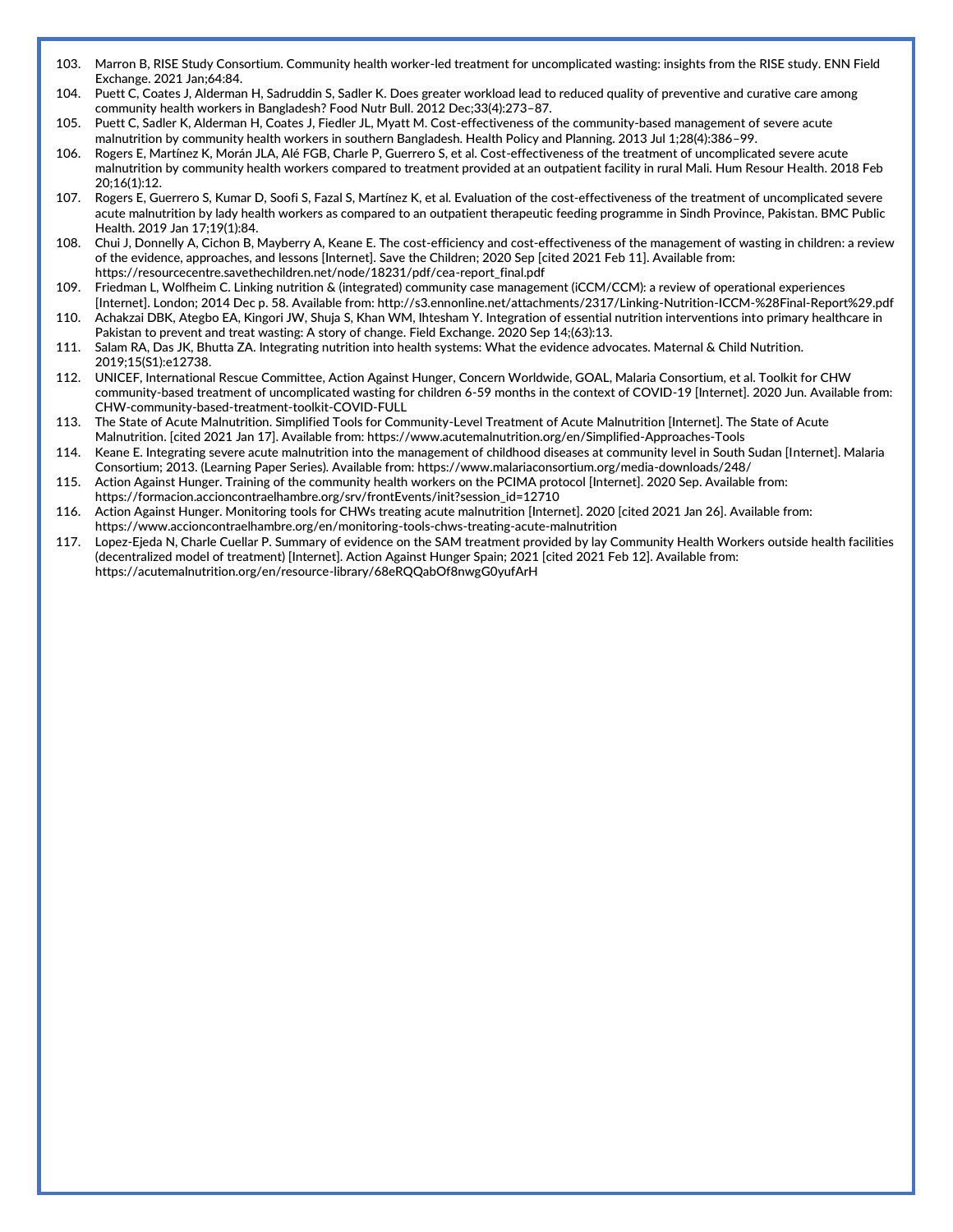103. Marron B, RISE Study Consortium. Community health worker-led treatment for uncomplicated wasting: insights from the RISE study. ENN Field Exchange. 2021 Jan;64:84.
104. Puett C, Coates J, Alderman H, Sadruddin S, Sadler K. Does greater workload lead to reduced quality of preventive and curative care among community health workers in Bangladesh? Food Nutr Bull. 2012 Dec;33(4):273–87.
105. Puett C, Sadler K, Alderman H, Coates J, Fiedler JL, Myatt M. Cost-effectiveness of the community-based management of severe acute malnutrition by community health workers in southern Bangladesh. Health Policy and Planning. 2013 Jul 1;28(4):386–99.
106. Rogers E, Martínez K, Morán JLA, Alé FGB, Charle P, Guerrero S, et al. Cost-effectiveness of the treatment of uncomplicated severe acute malnutrition by community health workers compared to treatment provided at an outpatient facility in rural Mali. Hum Resour Health. 2018 Feb 20;16(1):12.
107. Rogers E, Guerrero S, Kumar D, Soofi S, Fazal S, Martínez K, et al. Evaluation of the cost-effectiveness of the treatment of uncomplicated severe acute malnutrition by lady health workers as compared to an outpatient therapeutic feeding programme in Sindh Province, Pakistan. BMC Public Health. 2019 Jan 17;19(1):84.
108. Chui J, Donnelly A, Cichon B, Mayberry A, Keane E. The cost-efficiency and cost-effectiveness of the management of wasting in children: a review of the evidence, approaches, and lessons [Internet]. Save the Children; 2020 Sep [cited 2021 Feb 11]. Available from: https://resourcecentre.savethechildren.net/node/18231/pdf/cea-report_final.pdf
109. Friedman L, Wolfheim C. Linking nutrition & (integrated) community case management (iCCM/CCM): a review of operational experiences [Internet]. London; 2014 Dec p. 58. Available from: http://s3.ennonline.net/attachments/2317/Linking-Nutrition-ICCM-%28Final-Report%29.pdf
110. Achakzai DBK, Ategbo EA, Kingori JW, Shuja S, Khan WM, Ihtesham Y. Integration of essential nutrition interventions into primary healthcare in Pakistan to prevent and treat wasting: A story of change. Field Exchange. 2020 Sep 14;(63):13.
111. Salam RA, Das JK, Bhutta ZA. Integrating nutrition into health systems: What the evidence advocates. Maternal & Child Nutrition. 2019;15(S1):e12738.
112. UNICEF, International Rescue Committee, Action Against Hunger, Concern Worldwide, GOAL, Malaria Consortium, et al. Toolkit for CHW community-based treatment of uncomplicated wasting for children 6-59 months in the context of COVID-19 [Internet]. 2020 Jun. Available from: CHW-community-based-treatment-toolkit-COVID-FULL
113. The State of Acute Malnutrition. Simplified Tools for Community-Level Treatment of Acute Malnutrition [Internet]. The State of Acute Malnutrition. [cited 2021 Jan 17]. Available from: https://www.acutemalnutrition.org/en/Simplified-Approaches-Tools
114. Keane E. Integrating severe acute malnutrition into the management of childhood diseases at community level in South Sudan [Internet]. Malaria Consortium; 2013. (Learning Paper Series). Available from: https://www.malariaconsortium.org/media-downloads/248/
115. Action Against Hunger. Training of the community health workers on the PCIMA protocol [Internet]. 2020 Sep. Available from: https://formacion.accioncontraelhambre.org/srv/frontEvents/init?session_id=12710
116. Action Against Hunger. Monitoring tools for CHWs treating acute malnutrition [Internet]. 2020 [cited 2021 Jan 26]. Available from: https://www.accioncontraelhambre.org/en/monitoring-tools-chws-treating-acute-malnutrition
117. Lopez-Ejeda N, Charle Cuellar P. Summary of evidence on the SAM treatment provided by lay Community Health Workers outside health facilities (decentralized model of treatment) [Internet]. Action Against Hunger Spain; 2021 [cited 2021 Feb 12]. Available from: https://acutemalnutrition.org/en/resource-library/68eRQQabOf8nwgG0yufArH